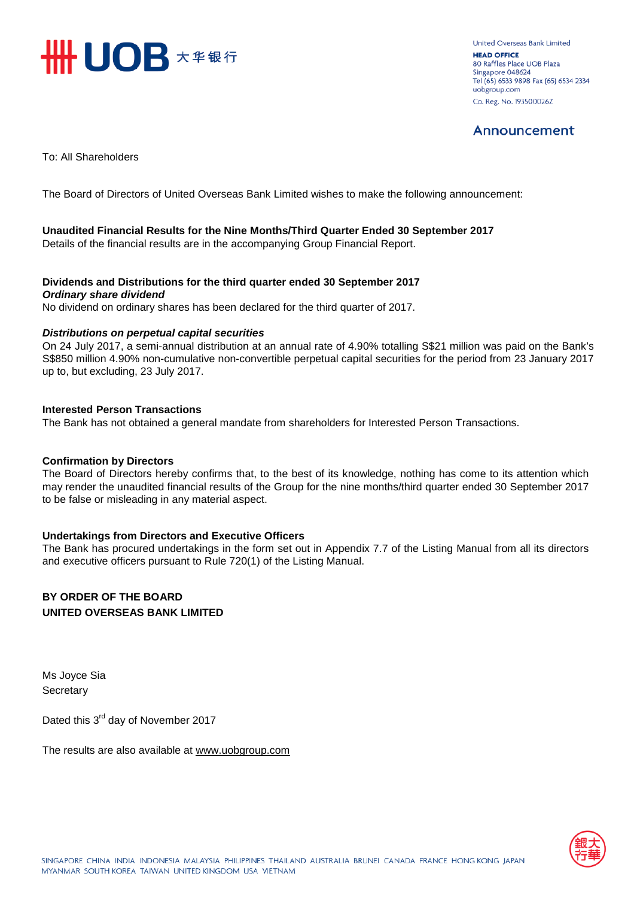United Overseas Bank Limited
**HEAD OFFICE**
80 Raffles Place UOB Plaza
Singapore 048624
Tel (65) 6533 9898 Fax (65) 6534 2334
uobgroup.com
Co. Reg. No. 193500026Z

## Announcement

To: All Shareholders

The Board of Directors of United Overseas Bank Limited wishes to make the following announcement:

**Unaudited Financial Results for the Nine Months/Third Quarter Ended 30 September 2017**
Details of the financial results are in the accompanying Group Financial Report.

**Dividends and Distributions for the third quarter ended 30 September 2017**
***Ordinary share dividend***
No dividend on ordinary shares has been declared for the third quarter of 2017.

***Distributions on perpetual capital securities***
On 24 July 2017, a semi-annual distribution at an annual rate of 4.90% totalling S$21 million was paid on the Bank's S$850 million 4.90% non-cumulative non-convertible perpetual capital securities for the period from 23 January 2017 up to, but excluding, 23 July 2017.

**Interested Person Transactions**
The Bank has not obtained a general mandate from shareholders for Interested Person Transactions.

**Confirmation by Directors**
The Board of Directors hereby confirms that, to the best of its knowledge, nothing has come to its attention which may render the unaudited financial results of the Group for the nine months/third quarter ended 30 September 2017 to be false or misleading in any material aspect.

**Undertakings from Directors and Executive Officers**
The Bank has procured undertakings in the form set out in Appendix 7.7 of the Listing Manual from all its directors and executive officers pursuant to Rule 720(1) of the Listing Manual.

**BY ORDER OF THE BOARD**
**UNITED OVERSEAS BANK LIMITED**

Ms Joyce Sia
Secretary

Dated this 3rd day of November 2017

The results are also available at www.uobgroup.com

SINGAPORE CHINA INDIA INDONESIA MALAYSIA PHILIPPINES THAILAND AUSTRALIA BRUNEI CANADA FRANCE HONG KONG JAPAN MYANMAR SOUTH KOREA TAIWAN UNITED KINGDOM USA VIETNAM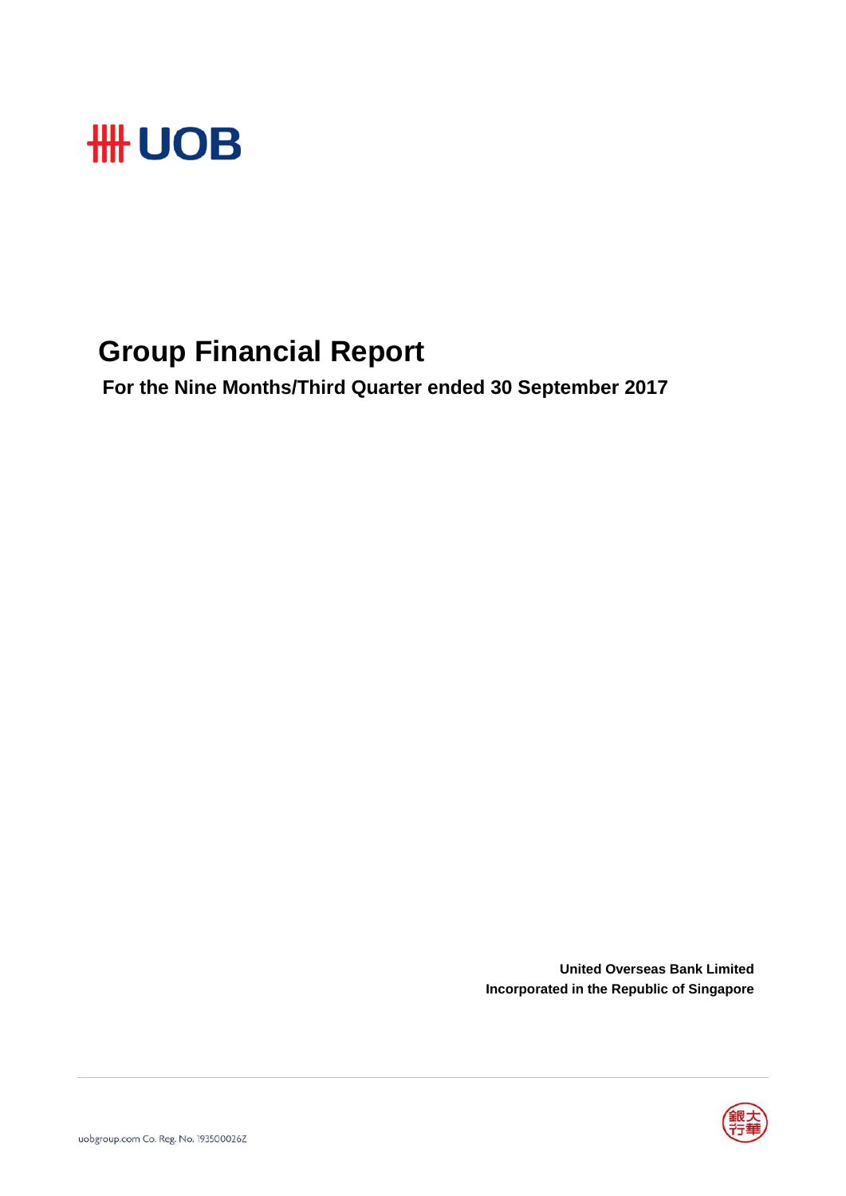# UOB

# Group Financial Report

**For the Nine Months/Third Quarter ended 30 September 2017**

**United Overseas Bank Limited**
**Incorporated in the Republic of Singapore**

uobgroup.com Co. Reg. No. 193500026Z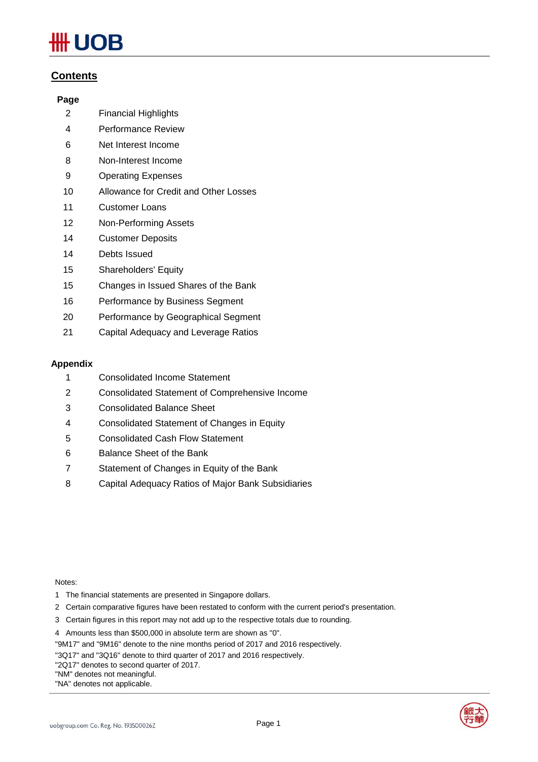## Contents

| Page | |
|---|---|
| 2 | Financial Highlights |
| 4 | Performance Review |
| 6 | Net Interest Income |
| 8 | Non-Interest Income |
| 9 | Operating Expenses |
| 10 | Allowance for Credit and Other Losses |
| 11 | Customer Loans |
| 12 | Non-Performing Assets |
| 14 | Customer Deposits |
| 14 | Debts Issued |
| 15 | Shareholders' Equity |
| 15 | Changes in Issued Shares of the Bank |
| 16 | Performance by Business Segment |
| 20 | Performance by Geographical Segment |
| 21 | Capital Adequacy and Leverage Ratios |

**Appendix**

| | |
|---|---|
| 1 | Consolidated Income Statement |
| 2 | Consolidated Statement of Comprehensive Income |
| 3 | Consolidated Balance Sheet |
| 4 | Consolidated Statement of Changes in Equity |
| 5 | Consolidated Cash Flow Statement |
| 6 | Balance Sheet of the Bank |
| 7 | Statement of Changes in Equity of the Bank |
| 8 | Capital Adequacy Ratios of Major Bank Subsidiaries |

Notes:

1. The financial statements are presented in Singapore dollars.
2. Certain comparative figures have been restated to conform with the current period's presentation.
3. Certain figures in this report may not add up to the respective totals due to rounding.
4. Amounts less than $500,000 in absolute term are shown as "0".

"9M17" and "9M16" denote to the nine months period of 2017 and 2016 respectively.
"3Q17" and "3Q16" denote to third quarter of 2017 and 2016 respectively.
"2Q17" denotes to second quarter of 2017.
"NM" denotes not meaningful.
"NA" denotes not applicable.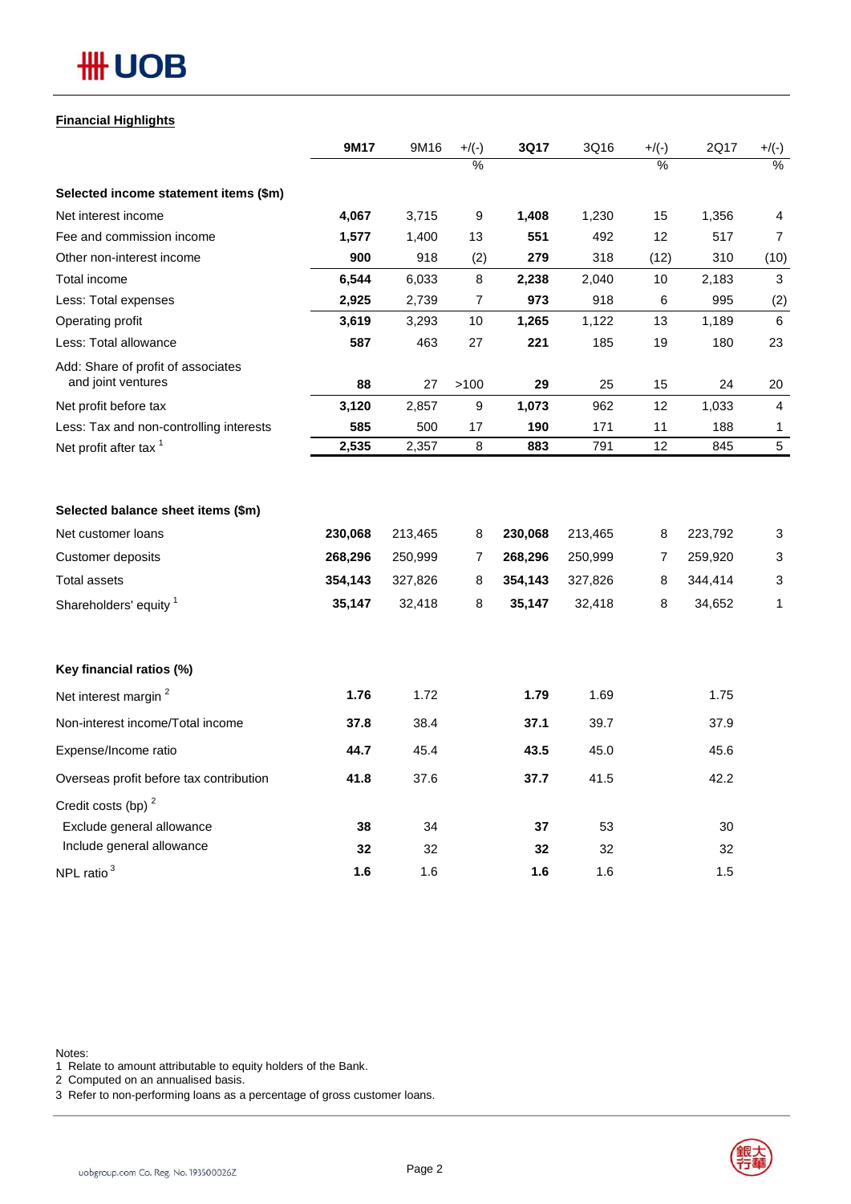## Financial Highlights

| | 9M17 | 9M16 | +/(-) | 3Q17 | 3Q16 | +/(-) | 2Q17 | +/(-) |
|---|---|---|---|---|---|---|---|---|
| | | | % | | | % | | % |
| **Selected income statement items ($m)** | | | | | | | | |
| Net interest income | **4,067** | 3,715 | 9 | **1,408** | 1,230 | 15 | 1,356 | 4 |
| Fee and commission income | **1,577** | 1,400 | 13 | **551** | 492 | 12 | 517 | 7 |
| Other non-interest income | **900** | 918 | (2) | **279** | 318 | (12) | 310 | (10) |
| Total income | **6,544** | 6,033 | 8 | **2,238** | 2,040 | 10 | 2,183 | 3 |
| Less: Total expenses | **2,925** | 2,739 | 7 | **973** | 918 | 6 | 995 | (2) |
| Operating profit | **3,619** | 3,293 | 10 | **1,265** | 1,122 | 13 | 1,189 | 6 |
| Less: Total allowance | **587** | 463 | 27 | **221** | 185 | 19 | 180 | 23 |
| Add: Share of profit of associates and joint ventures | **88** | 27 | >100 | **29** | 25 | 15 | 24 | 20 |
| Net profit before tax | **3,120** | 2,857 | 9 | **1,073** | 962 | 12 | 1,033 | 4 |
| Less: Tax and non-controlling interests | **585** | 500 | 17 | **190** | 171 | 11 | 188 | 1 |
| Net profit after tax [1] | **2,535** | 2,357 | 8 | **883** | 791 | 12 | 845 | 5 |
| | | | | | | | | |
| **Selected balance sheet items ($m)** | | | | | | | | |
| Net customer loans | **230,068** | 213,465 | 8 | **230,068** | 213,465 | 8 | 223,792 | 3 |
| Customer deposits | **268,296** | 250,999 | 7 | **268,296** | 250,999 | 7 | 259,920 | 3 |
| Total assets | **354,143** | 327,826 | 8 | **354,143** | 327,826 | 8 | 344,414 | 3 |
| Shareholders' equity [1] | **35,147** | 32,418 | 8 | **35,147** | 32,418 | 8 | 34,652 | 1 |
| | | | | | | | | |
| **Key financial ratios (%)** | | | | | | | | |
| Net interest margin [2] | **1.76** | 1.72 | | **1.79** | 1.69 | | 1.75 | |
| Non-interest income/Total income | **37.8** | 38.4 | | **37.1** | 39.7 | | 37.9 | |
| Expense/Income ratio | **44.7** | 45.4 | | **43.5** | 45.0 | | 45.6 | |
| Overseas profit before tax contribution | **41.8** | 37.6 | | **37.7** | 41.5 | | 42.2 | |
| Credit costs (bp) [2] | | | | | | | | |
| Exclude general allowance | **38** | 34 | | **37** | 53 | | 30 | |
| Include general allowance | **32** | 32 | | **32** | 32 | | 32 | |
| NPL ratio [3] | **1.6** | 1.6 | | **1.6** | 1.6 | | 1.5 | |

Notes:
1 Relate to amount attributable to equity holders of the Bank.
2 Computed on an annualised basis.
3 Refer to non-performing loans as a percentage of gross customer loans.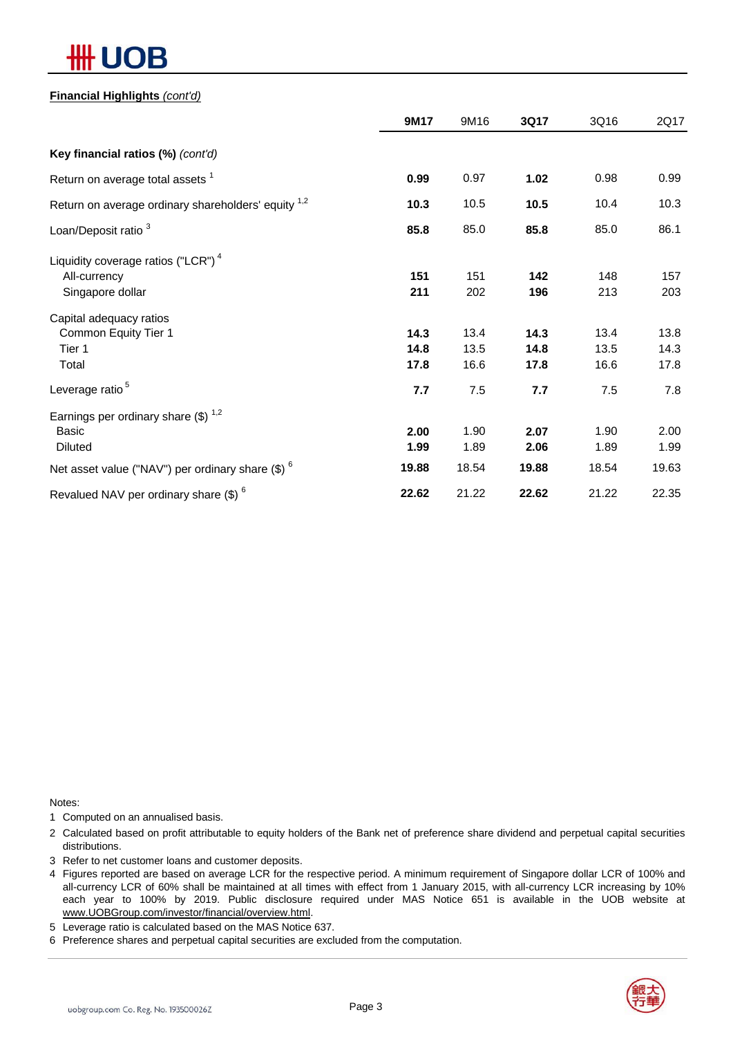**Financial Highlights** *(cont'd)*

| | 9M17 | 9M16 | 3Q17 | 3Q16 | 2Q17 |
|---|---|---|---|---|---|
| **Key financial ratios (%)** *(cont'd)* | | | | | |
| Return on average total assets [1] | **0.99** | 0.97 | **1.02** | 0.98 | 0.99 |
| Return on average ordinary shareholders' equity [1,2] | **10.3** | 10.5 | **10.5** | 10.4 | 10.3 |
| Loan/Deposit ratio [3] | **85.8** | 85.0 | **85.8** | 85.0 | 86.1 |
| Liquidity coverage ratios ("LCR") [4] | | | | | |
| All-currency | **151** | 151 | **142** | 148 | 157 |
| Singapore dollar | **211** | 202 | **196** | 213 | 203 |
| Capital adequacy ratios | | | | | |
| Common Equity Tier 1 | **14.3** | 13.4 | **14.3** | 13.4 | 13.8 |
| Tier 1 | **14.8** | 13.5 | **14.8** | 13.5 | 14.3 |
| Total | **17.8** | 16.6 | **17.8** | 16.6 | 17.8 |
| Leverage ratio [5] | **7.7** | 7.5 | **7.7** | 7.5 | 7.8 |
| Earnings per ordinary share ($) [1,2] | | | | | |
| Basic | **2.00** | 1.90 | **2.07** | 1.90 | 2.00 |
| Diluted | **1.99** | 1.89 | **2.06** | 1.89 | 1.99 |
| Net asset value ("NAV") per ordinary share ($) [6] | **19.88** | 18.54 | **19.88** | 18.54 | 19.63 |
| Revalued NAV per ordinary share ($) [6] | **22.62** | 21.22 | **22.62** | 21.22 | 22.35 |

Notes:

1 Computed on an annualised basis.

2 Calculated based on profit attributable to equity holders of the Bank net of preference share dividend and perpetual capital securities distributions.

3 Refer to net customer loans and customer deposits.

4 Figures reported are based on average LCR for the respective period. A minimum requirement of Singapore dollar LCR of 100% and all-currency LCR of 60% shall be maintained at all times with effect from 1 January 2015, with all-currency LCR increasing by 10% each year to 100% by 2019. Public disclosure required under MAS Notice 651 is available in the UOB website at www.UOBGroup.com/investor/financial/overview.html.

5 Leverage ratio is calculated based on the MAS Notice 637.

6 Preference shares and perpetual capital securities are excluded from the computation.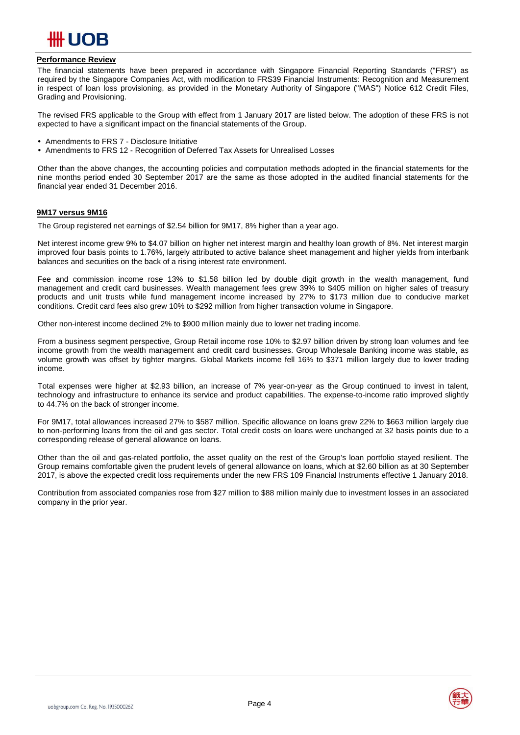## Performance Review

The financial statements have been prepared in accordance with Singapore Financial Reporting Standards ("FRS") as required by the Singapore Companies Act, with modification to FRS39 Financial Instruments: Recognition and Measurement in respect of loan loss provisioning, as provided in the Monetary Authority of Singapore ("MAS") Notice 612 Credit Files, Grading and Provisioning.

The revised FRS applicable to the Group with effect from 1 January 2017 are listed below. The adoption of these FRS is not expected to have a significant impact on the financial statements of the Group.

- Amendments to FRS 7 - Disclosure Initiative
- Amendments to FRS 12 - Recognition of Deferred Tax Assets for Unrealised Losses

Other than the above changes, the accounting policies and computation methods adopted in the financial statements for the nine months period ended 30 September 2017 are the same as those adopted in the audited financial statements for the financial year ended 31 December 2016.

### 9M17 versus 9M16

The Group registered net earnings of $2.54 billion for 9M17, 8% higher than a year ago.

Net interest income grew 9% to $4.07 billion on higher net interest margin and healthy loan growth of 8%. Net interest margin improved four basis points to 1.76%, largely attributed to active balance sheet management and higher yields from interbank balances and securities on the back of a rising interest rate environment.

Fee and commission income rose 13% to $1.58 billion led by double digit growth in the wealth management, fund management and credit card businesses. Wealth management fees grew 39% to $405 million on higher sales of treasury products and unit trusts while fund management income increased by 27% to $173 million due to conducive market conditions. Credit card fees also grew 10% to $292 million from higher transaction volume in Singapore.

Other non-interest income declined 2% to $900 million mainly due to lower net trading income.

From a business segment perspective, Group Retail income rose 10% to $2.97 billion driven by strong loan volumes and fee income growth from the wealth management and credit card businesses. Group Wholesale Banking income was stable, as volume growth was offset by tighter margins. Global Markets income fell 16% to $371 million largely due to lower trading income.

Total expenses were higher at $2.93 billion, an increase of 7% year-on-year as the Group continued to invest in talent, technology and infrastructure to enhance its service and product capabilities. The expense-to-income ratio improved slightly to 44.7% on the back of stronger income.

For 9M17, total allowances increased 27% to $587 million. Specific allowance on loans grew 22% to $663 million largely due to non-performing loans from the oil and gas sector. Total credit costs on loans were unchanged at 32 basis points due to a corresponding release of general allowance on loans.

Other than the oil and gas-related portfolio, the asset quality on the rest of the Group's loan portfolio stayed resilient. The Group remains comfortable given the prudent levels of general allowance on loans, which at $2.60 billion as at 30 September 2017, is above the expected credit loss requirements under the new FRS 109 Financial Instruments effective 1 January 2018.

Contribution from associated companies rose from $27 million to $88 million mainly due to investment losses in an associated company in the prior year.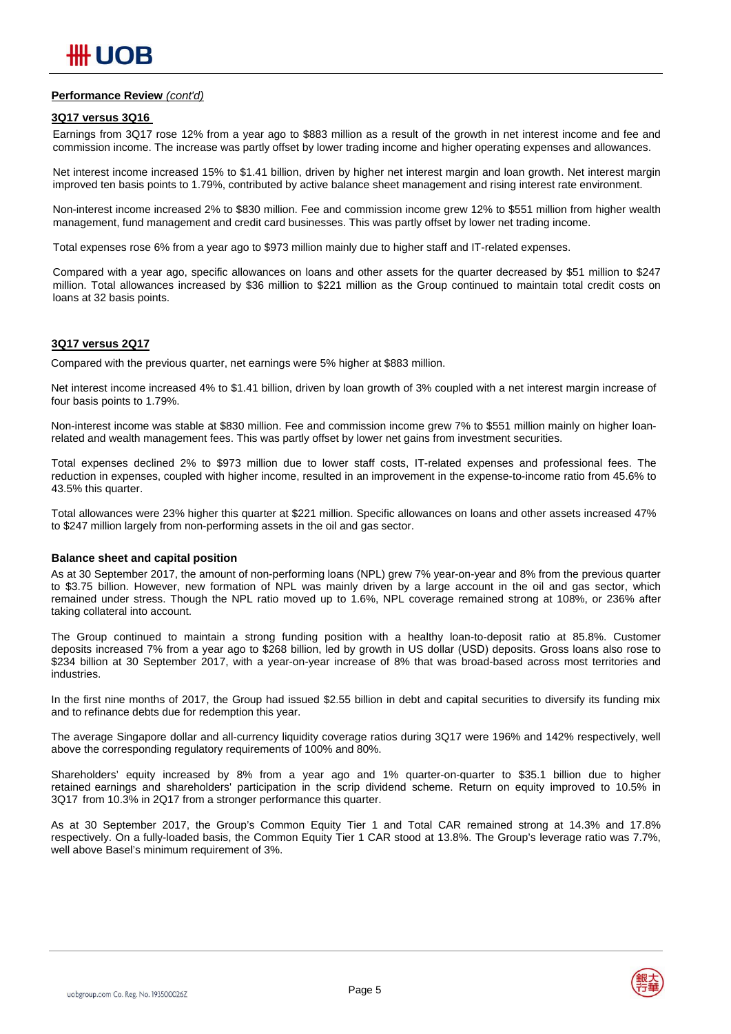**Performance Review** *(cont'd)*

**3Q17 versus 3Q16**

Earnings from 3Q17 rose 12% from a year ago to $883 million as a result of the growth in net interest income and fee and commission income. The increase was partly offset by lower trading income and higher operating expenses and allowances.

Net interest income increased 15% to $1.41 billion, driven by higher net interest margin and loan growth. Net interest margin improved ten basis points to 1.79%, contributed by active balance sheet management and rising interest rate environment.

Non-interest income increased 2% to $830 million. Fee and commission income grew 12% to $551 million from higher wealth management, fund management and credit card businesses. This was partly offset by lower net trading income.

Total expenses rose 6% from a year ago to $973 million mainly due to higher staff and IT-related expenses.

Compared with a year ago, specific allowances on loans and other assets for the quarter decreased by $51 million to $247 million. Total allowances increased by $36 million to $221 million as the Group continued to maintain total credit costs on loans at 32 basis points.

**3Q17 versus 2Q17**

Compared with the previous quarter, net earnings were 5% higher at $883 million.

Net interest income increased 4% to $1.41 billion, driven by loan growth of 3% coupled with a net interest margin increase of four basis points to 1.79%.

Non-interest income was stable at $830 million. Fee and commission income grew 7% to $551 million mainly on higher loan-related and wealth management fees. This was partly offset by lower net gains from investment securities.

Total expenses declined 2% to $973 million due to lower staff costs, IT-related expenses and professional fees. The reduction in expenses, coupled with higher income, resulted in an improvement in the expense-to-income ratio from 45.6% to 43.5% this quarter.

Total allowances were 23% higher this quarter at $221 million. Specific allowances on loans and other assets increased 47% to $247 million largely from non-performing assets in the oil and gas sector.

**Balance sheet and capital position**

As at 30 September 2017, the amount of non-performing loans (NPL) grew 7% year-on-year and 8% from the previous quarter to $3.75 billion. However, new formation of NPL was mainly driven by a large account in the oil and gas sector, which remained under stress. Though the NPL ratio moved up to 1.6%, NPL coverage remained strong at 108%, or 236% after taking collateral into account.

The Group continued to maintain a strong funding position with a healthy loan-to-deposit ratio at 85.8%. Customer deposits increased 7% from a year ago to $268 billion, led by growth in US dollar (USD) deposits. Gross loans also rose to $234 billion at 30 September 2017, with a year-on-year increase of 8% that was broad-based across most territories and industries.

In the first nine months of 2017, the Group had issued $2.55 billion in debt and capital securities to diversify its funding mix and to refinance debts due for redemption this year.

The average Singapore dollar and all-currency liquidity coverage ratios during 3Q17 were 196% and 142% respectively, well above the corresponding regulatory requirements of 100% and 80%.

Shareholders' equity increased by 8% from a year ago and 1% quarter-on-quarter to $35.1 billion due to higher retained earnings and shareholders' participation in the scrip dividend scheme. Return on equity improved to 10.5% in 3Q17 from 10.3% in 2Q17 from a stronger performance this quarter.

As at 30 September 2017, the Group's Common Equity Tier 1 and Total CAR remained strong at 14.3% and 17.8% respectively. On a fully-loaded basis, the Common Equity Tier 1 CAR stood at 13.8%. The Group's leverage ratio was 7.7%, well above Basel's minimum requirement of 3%.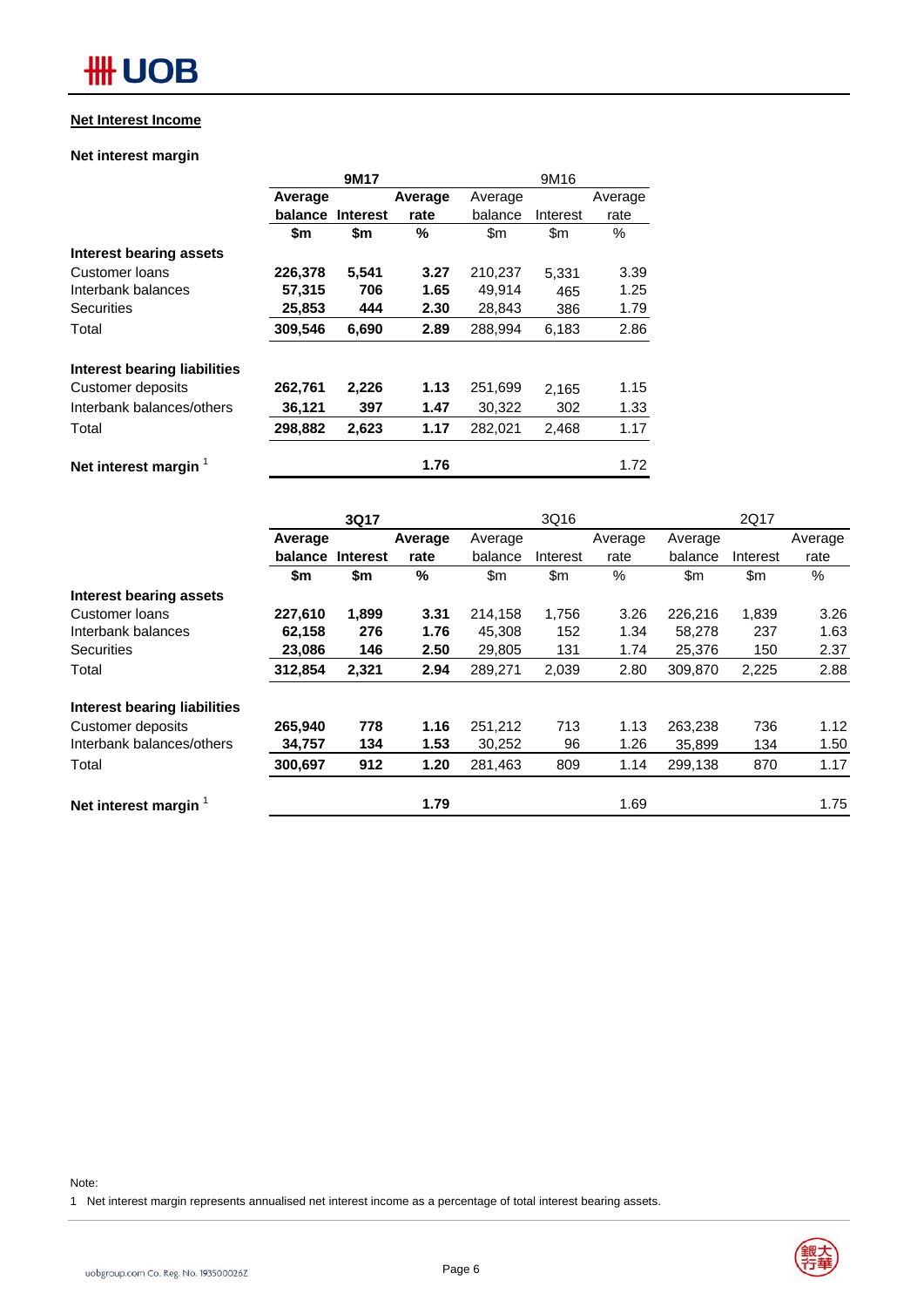## Net Interest Income

### Net interest margin

| | 9M17 | | | 9M16 | | |
|---|---|---|---|---|---|---|
| | **Average balance** | **Interest** | **Average rate** | Average balance | Interest | Average rate |
| | **$m** | **$m** | **%** | $m | $m | % |
| **Interest bearing assets** | | | | | | |
| Customer loans | **226,378** | **5,541** | **3.27** | 210,237 | 5,331 | 3.39 |
| Interbank balances | **57,315** | **706** | **1.65** | 49,914 | 465 | 1.25 |
| Securities | **25,853** | **444** | **2.30** | 28,843 | 386 | 1.79 |
| Total | **309,546** | **6,690** | **2.89** | 288,994 | 6,183 | 2.86 |
| | | | | | | |
| **Interest bearing liabilities** | | | | | | |
| Customer deposits | **262,761** | **2,226** | **1.13** | 251,699 | 2,165 | 1.15 |
| Interbank balances/others | **36,121** | **397** | **1.47** | 30,322 | 302 | 1.33 |
| Total | **298,882** | **2,623** | **1.17** | 282,021 | 2,468 | 1.17 |
| | | | | | | |
| **Net interest margin** [1] | | | **1.76** | | | 1.72 |

| | 3Q17 | | | 3Q16 | | | 2Q17 | | |
|---|---|---|---|---|---|---|---|---|---|
| | **Average balance** | **Interest** | **Average rate** | Average balance | Interest | Average rate | Average balance | Interest | Average rate |
| | **$m** | **$m** | **%** | $m | $m | % | $m | $m | % |
| **Interest bearing assets** | | | | | | | | | |
| Customer loans | **227,610** | **1,899** | **3.31** | 214,158 | 1,756 | 3.26 | 226,216 | 1,839 | 3.26 |
| Interbank balances | **62,158** | **276** | **1.76** | 45,308 | 152 | 1.34 | 58,278 | 237 | 1.63 |
| Securities | **23,086** | **146** | **2.50** | 29,805 | 131 | 1.74 | 25,376 | 150 | 2.37 |
| Total | **312,854** | **2,321** | **2.94** | 289,271 | 2,039 | 2.80 | 309,870 | 2,225 | 2.88 |
| | | | | | | | | | |
| **Interest bearing liabilities** | | | | | | | | | |
| Customer deposits | **265,940** | **778** | **1.16** | 251,212 | 713 | 1.13 | 263,238 | 736 | 1.12 |
| Interbank balances/others | **34,757** | **134** | **1.53** | 30,252 | 96 | 1.26 | 35,899 | 134 | 1.50 |
| Total | **300,697** | **912** | **1.20** | 281,463 | 809 | 1.14 | 299,138 | 870 | 1.17 |
| | | | | | | | | | |
| **Net interest margin** [1] | | | **1.79** | | | 1.69 | | | 1.75 |

Note:

1 Net interest margin represents annualised net interest income as a percentage of total interest bearing assets.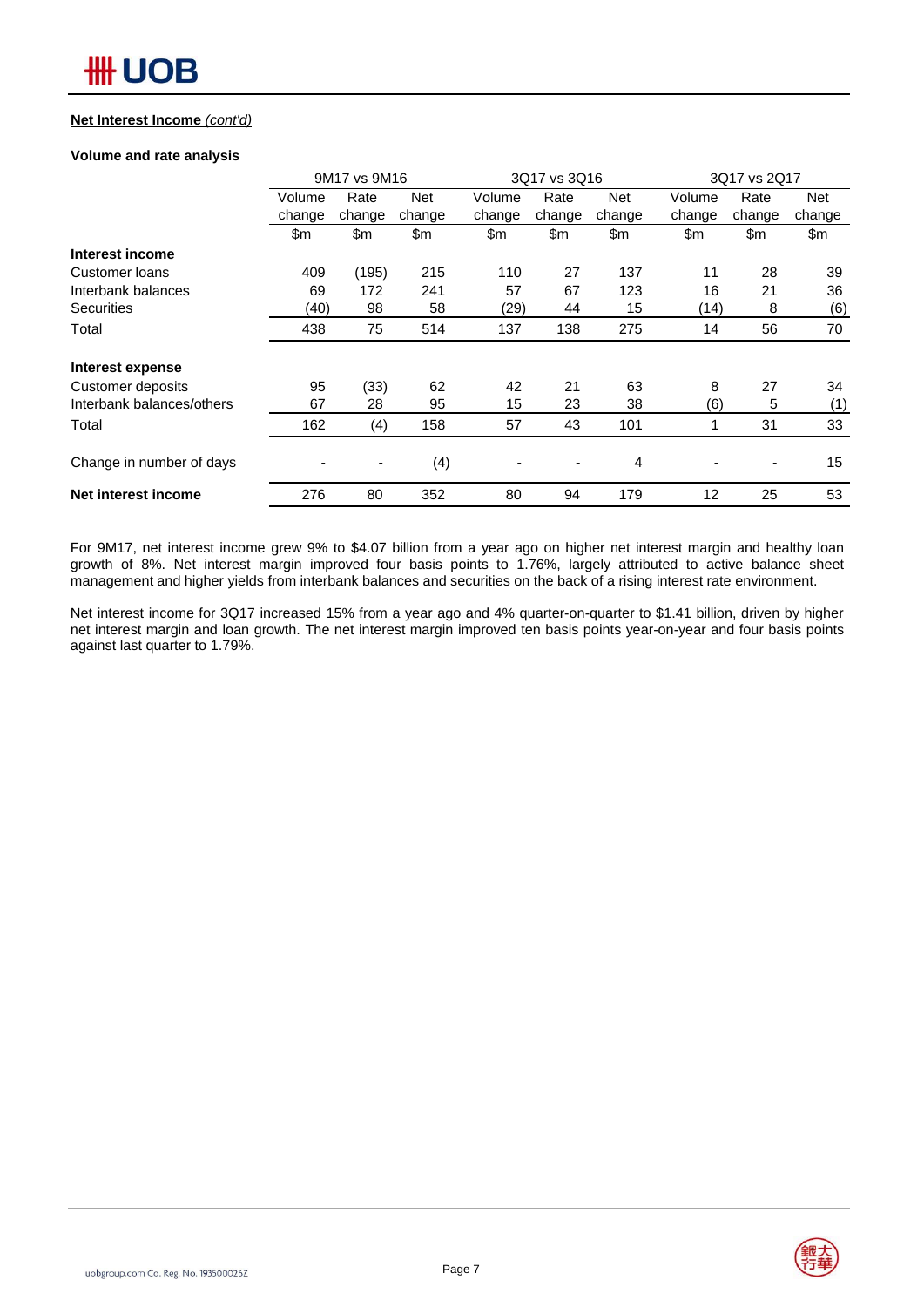**Net Interest Income** *(cont'd)*

**Volume and rate analysis**

| | 9M17 vs 9M16 | | | 3Q17 vs 3Q16 | | | 3Q17 vs 2Q17 | | |
|---|---|---|---|---|---|---|---|---|---|
| | Volume change | Rate change | Net change | Volume change | Rate change | Net change | Volume change | Rate change | Net change |
| | $m | $m | $m | $m | $m | $m | $m | $m | $m |
| **Interest income** | | | | | | | | | |
| Customer loans | 409 | (195) | 215 | 110 | 27 | 137 | 11 | 28 | 39 |
| Interbank balances | 69 | 172 | 241 | 57 | 67 | 123 | 16 | 21 | 36 |
| Securities | (40) | 98 | 58 | (29) | 44 | 15 | (14) | 8 | (6) |
| Total | 438 | 75 | 514 | 137 | 138 | 275 | 14 | 56 | 70 |
| **Interest expense** | | | | | | | | | |
| Customer deposits | 95 | (33) | 62 | 42 | 21 | 63 | 8 | 27 | 34 |
| Interbank balances/others | 67 | 28 | 95 | 15 | 23 | 38 | (6) | 5 | (1) |
| Total | 162 | (4) | 158 | 57 | 43 | 101 | 1 | 31 | 33 |
| Change in number of days | - | - | (4) | - | - | 4 | - | - | 15 |
| **Net interest income** | 276 | 80 | 352 | 80 | 94 | 179 | 12 | 25 | 53 |

For 9M17, net interest income grew 9% to $4.07 billion from a year ago on higher net interest margin and healthy loan growth of 8%. Net interest margin improved four basis points to 1.76%, largely attributed to active balance sheet management and higher yields from interbank balances and securities on the back of a rising interest rate environment.

Net interest income for 3Q17 increased 15% from a year ago and 4% quarter-on-quarter to $1.41 billion, driven by higher net interest margin and loan growth. The net interest margin improved ten basis points year-on-year and four basis points against last quarter to 1.79%.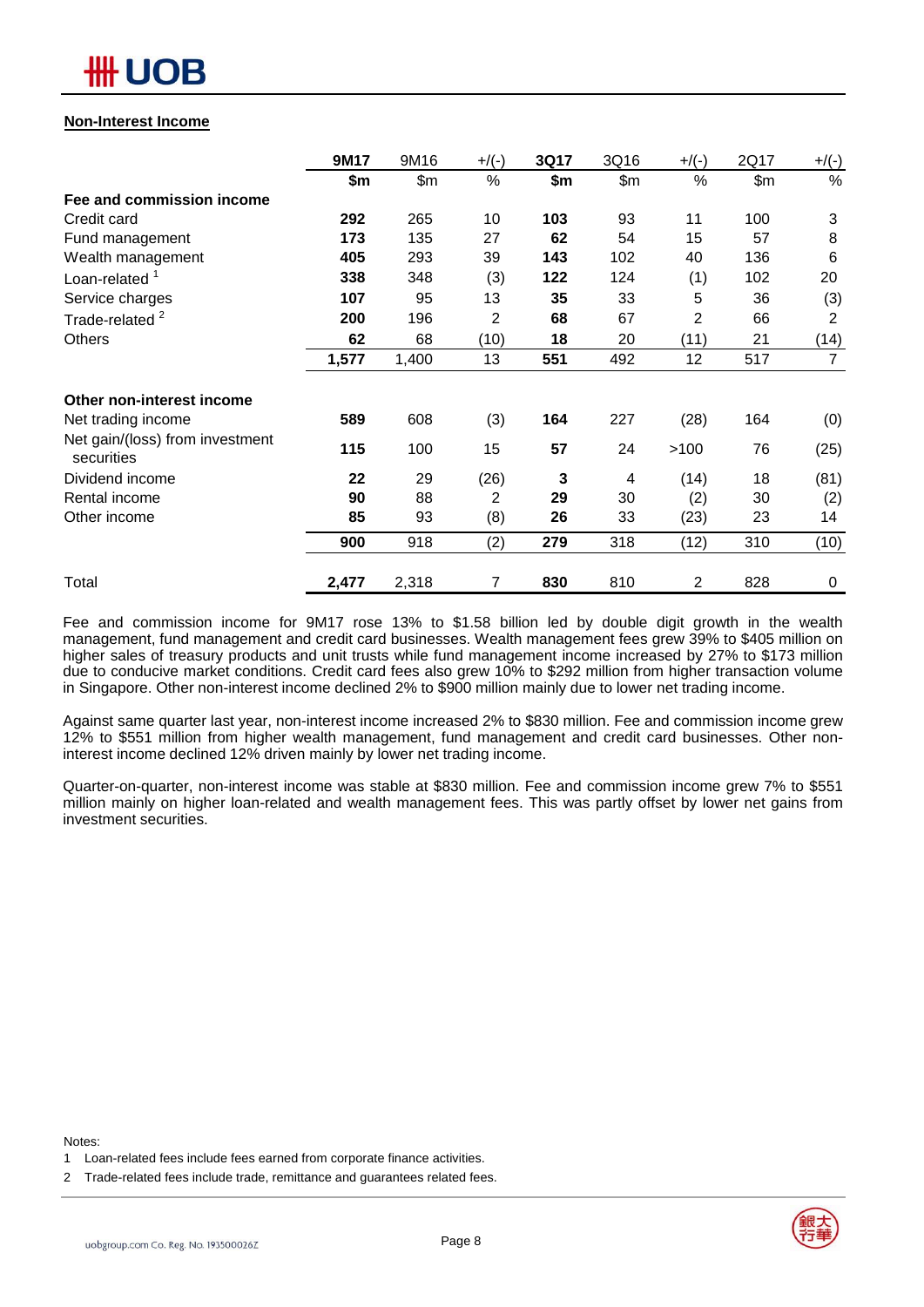## Non-Interest Income

| | 9M17 | 9M16 | +/(-) | 3Q17 | 3Q16 | +/(-) | 2Q17 | +/(-) |
|---|---|---|---|---|---|---|---|---|
| | **$m** | $m | % | **$m** | $m | % | $m | % |
| **Fee and commission income** | | | | | | | | |
| Credit card | **292** | 265 | 10 | **103** | 93 | 11 | 100 | 3 |
| Fund management | **173** | 135 | 27 | **62** | 54 | 15 | 57 | 8 |
| Wealth management | **405** | 293 | 39 | **143** | 102 | 40 | 136 | 6 |
| Loan-related [1] | **338** | 348 | (3) | **122** | 124 | (1) | 102 | 20 |
| Service charges | **107** | 95 | 13 | **35** | 33 | 5 | 36 | (3) |
| Trade-related [2] | **200** | 196 | 2 | **68** | 67 | 2 | 66 | 2 |
| Others | **62** | 68 | (10) | **18** | 20 | (11) | 21 | (14) |
| | **1,577** | 1,400 | 13 | **551** | 492 | 12 | 517 | 7 |
| **Other non-interest income** | | | | | | | | |
| Net trading income | **589** | 608 | (3) | **164** | 227 | (28) | 164 | (0) |
| Net gain/(loss) from investment securities | **115** | 100 | 15 | **57** | 24 | >100 | 76 | (25) |
| Dividend income | **22** | 29 | (26) | **3** | 4 | (14) | 18 | (81) |
| Rental income | **90** | 88 | 2 | **29** | 30 | (2) | 30 | (2) |
| Other income | **85** | 93 | (8) | **26** | 33 | (23) | 23 | 14 |
| | **900** | 918 | (2) | **279** | 318 | (12) | 310 | (10) |
| Total | **2,477** | 2,318 | 7 | **830** | 810 | 2 | 828 | 0 |

Fee and commission income for 9M17 rose 13% to $1.58 billion led by double digit growth in the wealth management, fund management and credit card businesses. Wealth management fees grew 39% to $405 million on higher sales of treasury products and unit trusts while fund management income increased by 27% to $173 million due to conducive market conditions. Credit card fees also grew 10% to $292 million from higher transaction volume in Singapore. Other non-interest income declined 2% to $900 million mainly due to lower net trading income.

Against same quarter last year, non-interest income increased 2% to $830 million. Fee and commission income grew 12% to $551 million from higher wealth management, fund management and credit card businesses. Other non-interest income declined 12% driven mainly by lower net trading income.

Quarter-on-quarter, non-interest income was stable at $830 million. Fee and commission income grew 7% to $551 million mainly on higher loan-related and wealth management fees. This was partly offset by lower net gains from investment securities.

Notes:

1 Loan-related fees include fees earned from corporate finance activities.

2 Trade-related fees include trade, remittance and guarantees related fees.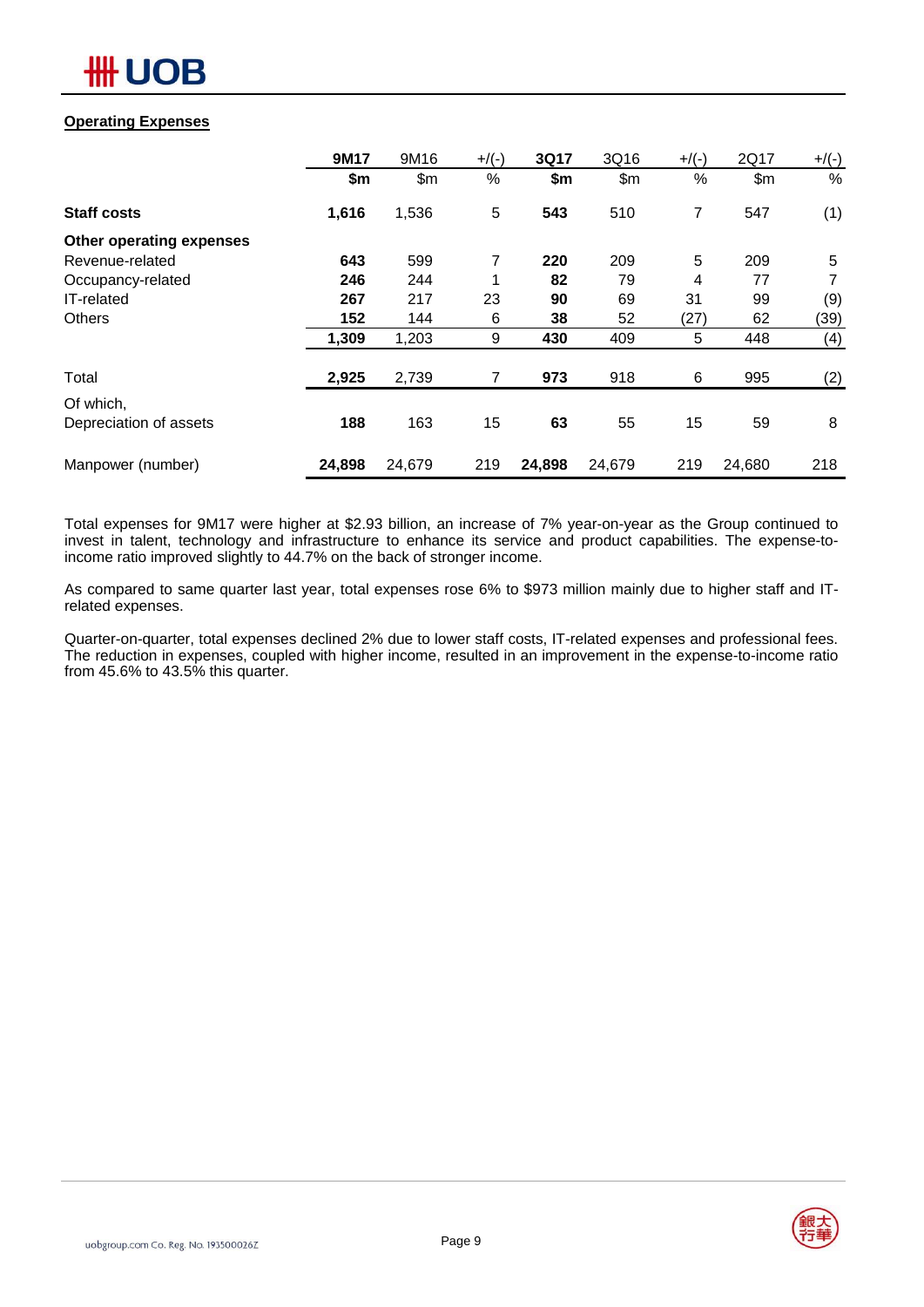**Operating Expenses**

| | 9M17 | 9M16 | +/(-) | 3Q17 | 3Q16 | +/(-) | 2Q17 | +/(-) |
|---|---|---|---|---|---|---|---|---|
| | **$m** | $m | % | **$m** | $m | % | $m | % |
| **Staff costs** | **1,616** | 1,536 | 5 | **543** | 510 | 7 | 547 | (1) |
| **Other operating expenses** | | | | | | | | |
| Revenue-related | **643** | 599 | 7 | **220** | 209 | 5 | 209 | 5 |
| Occupancy-related | **246** | 244 | 1 | **82** | 79 | 4 | 77 | 7 |
| IT-related | **267** | 217 | 23 | **90** | 69 | 31 | 99 | (9) |
| Others | **152** | 144 | 6 | **38** | 52 | (27) | 62 | (39) |
| | **1,309** | 1,203 | 9 | **430** | 409 | 5 | 448 | (4) |
| Total | **2,925** | 2,739 | 7 | **973** | 918 | 6 | 995 | (2) |
| Of which, Depreciation of assets | **188** | 163 | 15 | **63** | 55 | 15 | 59 | 8 |
| Manpower (number) | **24,898** | 24,679 | 219 | **24,898** | 24,679 | 219 | 24,680 | 218 |

Total expenses for 9M17 were higher at $2.93 billion, an increase of 7% year-on-year as the Group continued to invest in talent, technology and infrastructure to enhance its service and product capabilities. The expense-to-income ratio improved slightly to 44.7% on the back of stronger income.

As compared to same quarter last year, total expenses rose 6% to $973 million mainly due to higher staff and IT-related expenses.

Quarter-on-quarter, total expenses declined 2% due to lower staff costs, IT-related expenses and professional fees. The reduction in expenses, coupled with higher income, resulted in an improvement in the expense-to-income ratio from 45.6% to 43.5% this quarter.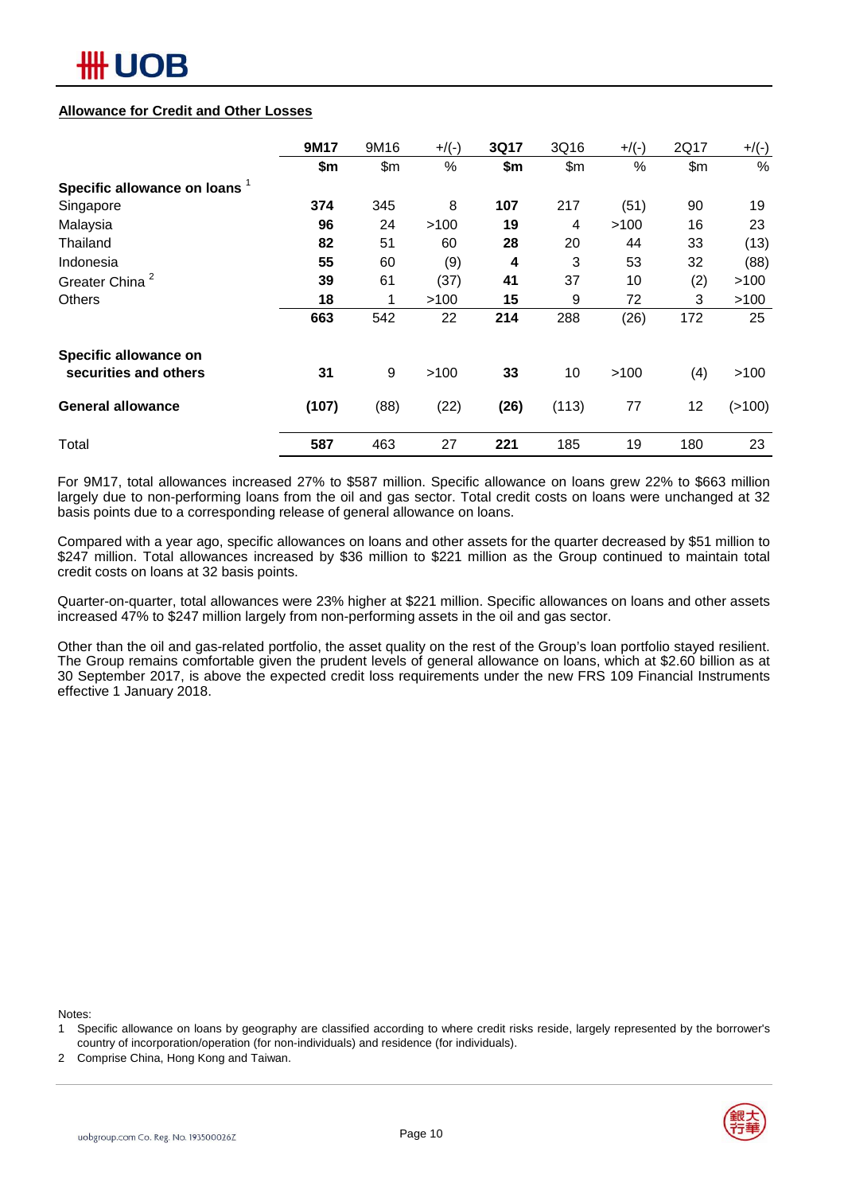## Allowance for Credit and Other Losses

| | 9M17 | 9M16 | +/(-) | 3Q17 | 3Q16 | +/(-) | 2Q17 | +/(-) |
|---|---|---|---|---|---|---|---|---|
| | **$m** | $m | % | **$m** | $m | % | $m | % |
| **Specific allowance on loans** [1] | | | | | | | | |
| Singapore | **374** | 345 | 8 | **107** | 217 | (51) | 90 | 19 |
| Malaysia | **96** | 24 | >100 | **19** | 4 | >100 | 16 | 23 |
| Thailand | **82** | 51 | 60 | **28** | 20 | 44 | 33 | (13) |
| Indonesia | **55** | 60 | (9) | **4** | 3 | 53 | 32 | (88) |
| Greater China [2] | **39** | 61 | (37) | **41** | 37 | 10 | (2) | >100 |
| Others | **18** | 1 | >100 | **15** | 9 | 72 | 3 | >100 |
| | **663** | 542 | 22 | **214** | 288 | (26) | 172 | 25 |
| **Specific allowance on securities and others** | **31** | 9 | >100 | **33** | 10 | >100 | (4) | >100 |
| **General allowance** | **(107)** | (88) | (22) | **(26)** | (113) | 77 | 12 | (>100) |
| Total | **587** | 463 | 27 | **221** | 185 | 19 | 180 | 23 |

For 9M17, total allowances increased 27% to $587 million. Specific allowance on loans grew 22% to $663 million largely due to non-performing loans from the oil and gas sector. Total credit costs on loans were unchanged at 32 basis points due to a corresponding release of general allowance on loans.

Compared with a year ago, specific allowances on loans and other assets for the quarter decreased by $51 million to $247 million. Total allowances increased by $36 million to $221 million as the Group continued to maintain total credit costs on loans at 32 basis points.

Quarter-on-quarter, total allowances were 23% higher at $221 million. Specific allowances on loans and other assets increased 47% to $247 million largely from non-performing assets in the oil and gas sector.

Other than the oil and gas-related portfolio, the asset quality on the rest of the Group's loan portfolio stayed resilient. The Group remains comfortable given the prudent levels of general allowance on loans, which at $2.60 billion as at 30 September 2017, is above the expected credit loss requirements under the new FRS 109 Financial Instruments effective 1 January 2018.

Notes:

1 Specific allowance on loans by geography are classified according to where credit risks reside, largely represented by the borrower's country of incorporation/operation (for non-individuals) and residence (for individuals).

2 Comprise China, Hong Kong and Taiwan.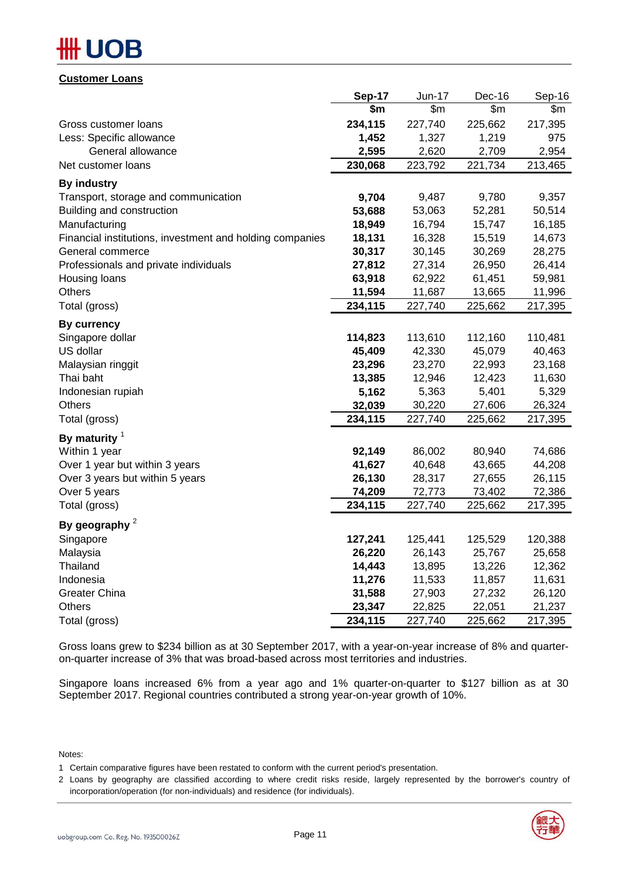## Customer Loans

| | **Sep-17** | Jun-17 | Dec-16 | Sep-16 |
|---|---|---|---|---|
| | **$m** | $m | $m | $m |
| Gross customer loans | **234,115** | 227,740 | 225,662 | 217,395 |
| Less: Specific allowance | **1,452** | 1,327 | 1,219 | 975 |
| General allowance | **2,595** | 2,620 | 2,709 | 2,954 |
| Net customer loans | **230,068** | 223,792 | 221,734 | 213,465 |
| **By industry** | | | | |
| Transport, storage and communication | **9,704** | 9,487 | 9,780 | 9,357 |
| Building and construction | **53,688** | 53,063 | 52,281 | 50,514 |
| Manufacturing | **18,949** | 16,794 | 15,747 | 16,185 |
| Financial institutions, investment and holding companies | **18,131** | 16,328 | 15,519 | 14,673 |
| General commerce | **30,317** | 30,145 | 30,269 | 28,275 |
| Professionals and private individuals | **27,812** | 27,314 | 26,950 | 26,414 |
| Housing loans | **63,918** | 62,922 | 61,451 | 59,981 |
| Others | **11,594** | 11,687 | 13,665 | 11,996 |
| Total (gross) | **234,115** | 227,740 | 225,662 | 217,395 |
| **By currency** | | | | |
| Singapore dollar | **114,823** | 113,610 | 112,160 | 110,481 |
| US dollar | **45,409** | 42,330 | 45,079 | 40,463 |
| Malaysian ringgit | **23,296** | 23,270 | 22,993 | 23,168 |
| Thai baht | **13,385** | 12,946 | 12,423 | 11,630 |
| Indonesian rupiah | **5,162** | 5,363 | 5,401 | 5,329 |
| Others | **32,039** | 30,220 | 27,606 | 26,324 |
| Total (gross) | **234,115** | 227,740 | 225,662 | 217,395 |
| **By maturity** [1] | | | | |
| Within 1 year | **92,149** | 86,002 | 80,940 | 74,686 |
| Over 1 year but within 3 years | **41,627** | 40,648 | 43,665 | 44,208 |
| Over 3 years but within 5 years | **26,130** | 28,317 | 27,655 | 26,115 |
| Over 5 years | **74,209** | 72,773 | 73,402 | 72,386 |
| Total (gross) | **234,115** | 227,740 | 225,662 | 217,395 |
| **By geography** [2] | | | | |
| Singapore | **127,241** | 125,441 | 125,529 | 120,388 |
| Malaysia | **26,220** | 26,143 | 25,767 | 25,658 |
| Thailand | **14,443** | 13,895 | 13,226 | 12,362 |
| Indonesia | **11,276** | 11,533 | 11,857 | 11,631 |
| Greater China | **31,588** | 27,903 | 27,232 | 26,120 |
| Others | **23,347** | 22,825 | 22,051 | 21,237 |
| Total (gross) | **234,115** | 227,740 | 225,662 | 217,395 |

Gross loans grew to $234 billion as at 30 September 2017, with a year-on-year increase of 8% and quarter-on-quarter increase of 3% that was broad-based across most territories and industries.

Singapore loans increased 6% from a year ago and 1% quarter-on-quarter to $127 billion as at 30 September 2017. Regional countries contributed a strong year-on-year growth of 10%.

Notes:

1 Certain comparative figures have been restated to conform with the current period's presentation.

2 Loans by geography are classified according to where credit risks reside, largely represented by the borrower's country of incorporation/operation (for non-individuals) and residence (for individuals).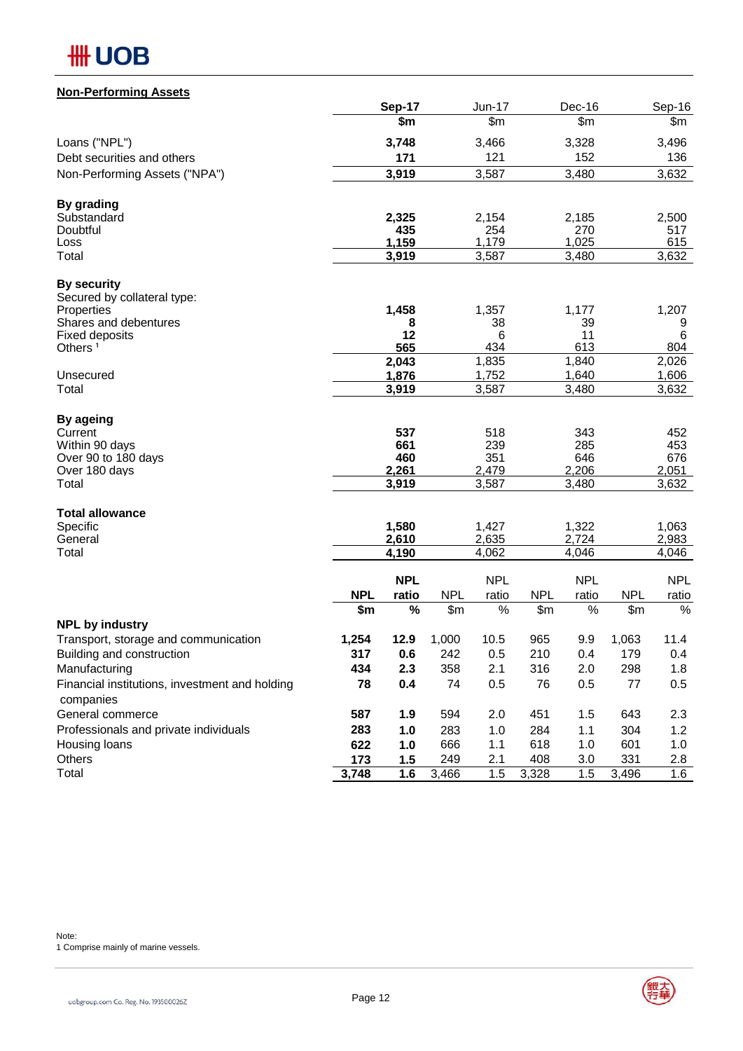## Non-Performing Assets

| | Sep-17 | Jun-17 | Dec-16 | Sep-16 |
|---|---|---|---|---|
| | $m | $m | $m | $m |
| Loans ("NPL") | **3,748** | 3,466 | 3,328 | 3,496 |
| Debt securities and others | **171** | 121 | 152 | 136 |
| Non-Performing Assets ("NPA") | **3,919** | 3,587 | 3,480 | 3,632 |
| **By grading** | | | | |
| Substandard | **2,325** | 2,154 | 2,185 | 2,500 |
| Doubtful | **435** | 254 | 270 | 517 |
| Loss | **1,159** | 1,179 | 1,025 | 615 |
| Total | **3,919** | 3,587 | 3,480 | 3,632 |
| **By security** | | | | |
| Secured by collateral type: | | | | |
| Properties | **1,458** | 1,357 | 1,177 | 1,207 |
| Shares and debentures | **8** | 38 | 39 | 9 |
| Fixed deposits | **12** | 6 | 11 | 6 |
| Others [1] | **565** | 434 | 613 | 804 |
| | **2,043** | 1,835 | 1,840 | 2,026 |
| Unsecured | **1,876** | 1,752 | 1,640 | 1,606 |
| Total | **3,919** | 3,587 | 3,480 | 3,632 |
| **By ageing** | | | | |
| Current | **537** | 518 | 343 | 452 |
| Within 90 days | **661** | 239 | 285 | 453 |
| Over 90 to 180 days | **460** | 351 | 646 | 676 |
| Over 180 days | **2,261** | 2,479 | 2,206 | 2,051 |
| Total | **3,919** | 3,587 | 3,480 | 3,632 |
| **Total allowance** | | | | |
| Specific | **1,580** | 1,427 | 1,322 | 1,063 |
| General | **2,610** | 2,635 | 2,724 | 2,983 |
| Total | **4,190** | 4,062 | 4,046 | 4,046 |

| | Sep-17 | | Jun-17 | | Dec-16 | | Sep-16 | |
|---|---|---|---|---|---|---|---|---|
| | NPL | NPL ratio | NPL | NPL ratio | NPL | NPL ratio | NPL | NPL ratio |
| | $m | % | $m | % | $m | % | $m | % |
| **NPL by industry** | | | | | | | | |
| Transport, storage and communication | **1,254** | **12.9** | 1,000 | 10.5 | 965 | 9.9 | 1,063 | 11.4 |
| Building and construction | **317** | **0.6** | 242 | 0.5 | 210 | 0.4 | 179 | 0.4 |
| Manufacturing | **434** | **2.3** | 358 | 2.1 | 316 | 2.0 | 298 | 1.8 |
| Financial institutions, investment and holding companies | **78** | **0.4** | 74 | 0.5 | 76 | 0.5 | 77 | 0.5 |
| General commerce | **587** | **1.9** | 594 | 2.0 | 451 | 1.5 | 643 | 2.3 |
| Professionals and private individuals | **283** | **1.0** | 283 | 1.0 | 284 | 1.1 | 304 | 1.2 |
| Housing loans | **622** | **1.0** | 666 | 1.1 | 618 | 1.0 | 601 | 1.0 |
| Others | **173** | **1.5** | 249 | 2.1 | 408 | 3.0 | 331 | 2.8 |
| Total | **3,748** | **1.6** | 3,466 | 1.5 | 3,328 | 1.5 | 3,496 | 1.6 |

Note:
1 Comprise mainly of marine vessels.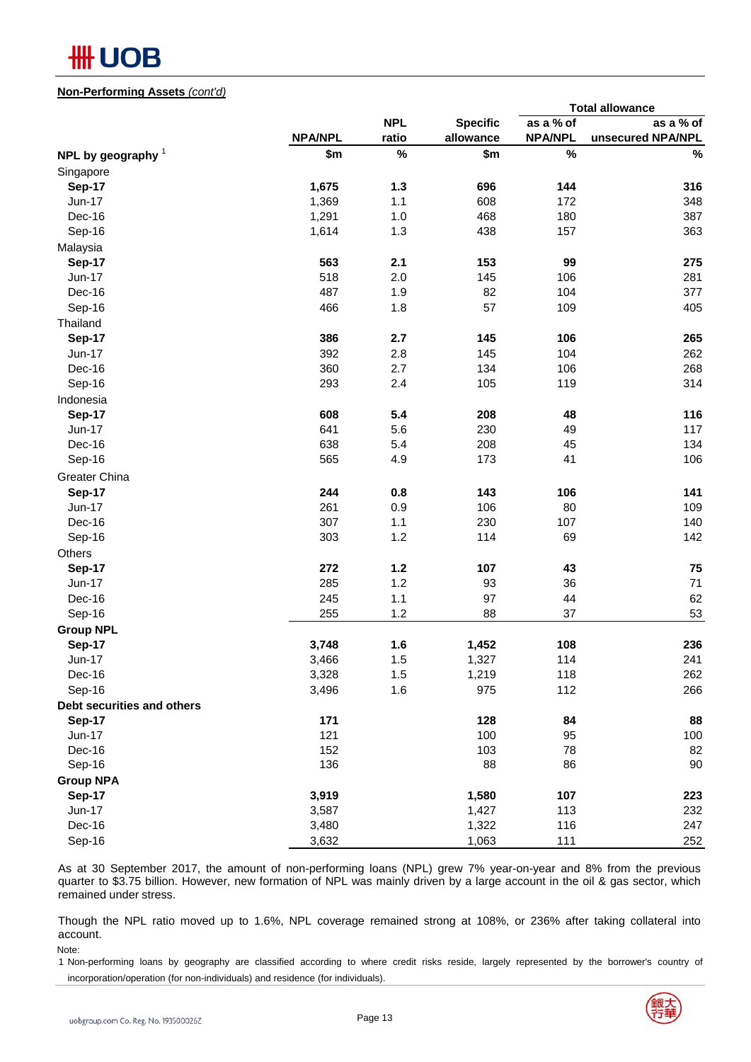**Non-Performing Assets** *(cont'd)*

| | | | | Total allowance | |
|---|---|---|---|---|---|
| | NPA/NPL | NPL ratio | Specific allowance | as a % of NPA/NPL | as a % of unsecured NPA/NPL |
| **NPL by geography** [1] | **$m** | **%** | **$m** | **%** | **%** |
| Singapore | | | | | |
| **Sep-17** | **1,675** | **1.3** | **696** | **144** | **316** |
| Jun-17 | 1,369 | 1.1 | 608 | 172 | 348 |
| Dec-16 | 1,291 | 1.0 | 468 | 180 | 387 |
| Sep-16 | 1,614 | 1.3 | 438 | 157 | 363 |
| Malaysia | | | | | |
| **Sep-17** | **563** | **2.1** | **153** | **99** | **275** |
| Jun-17 | 518 | 2.0 | 145 | 106 | 281 |
| Dec-16 | 487 | 1.9 | 82 | 104 | 377 |
| Sep-16 | 466 | 1.8 | 57 | 109 | 405 |
| Thailand | | | | | |
| **Sep-17** | **386** | **2.7** | **145** | **106** | **265** |
| Jun-17 | 392 | 2.8 | 145 | 104 | 262 |
| Dec-16 | 360 | 2.7 | 134 | 106 | 268 |
| Sep-16 | 293 | 2.4 | 105 | 119 | 314 |
| Indonesia | | | | | |
| **Sep-17** | **608** | **5.4** | **208** | **48** | **116** |
| Jun-17 | 641 | 5.6 | 230 | 49 | 117 |
| Dec-16 | 638 | 5.4 | 208 | 45 | 134 |
| Sep-16 | 565 | 4.9 | 173 | 41 | 106 |
| Greater China | | | | | |
| **Sep-17** | **244** | **0.8** | **143** | **106** | **141** |
| Jun-17 | 261 | 0.9 | 106 | 80 | 109 |
| Dec-16 | 307 | 1.1 | 230 | 107 | 140 |
| Sep-16 | 303 | 1.2 | 114 | 69 | 142 |
| Others | | | | | |
| **Sep-17** | **272** | **1.2** | **107** | **43** | **75** |
| Jun-17 | 285 | 1.2 | 93 | 36 | 71 |
| Dec-16 | 245 | 1.1 | 97 | 44 | 62 |
| Sep-16 | 255 | 1.2 | 88 | 37 | 53 |
| **Group NPL** | | | | | |
| **Sep-17** | **3,748** | **1.6** | **1,452** | **108** | **236** |
| Jun-17 | 3,466 | 1.5 | 1,327 | 114 | 241 |
| Dec-16 | 3,328 | 1.5 | 1,219 | 118 | 262 |
| Sep-16 | 3,496 | 1.6 | 975 | 112 | 266 |
| **Debt securities and others** | | | | | |
| **Sep-17** | **171** | | **128** | **84** | **88** |
| Jun-17 | 121 | | 100 | 95 | 100 |
| Dec-16 | 152 | | 103 | 78 | 82 |
| Sep-16 | 136 | | 88 | 86 | 90 |
| **Group NPA** | | | | | |
| **Sep-17** | **3,919** | | **1,580** | **107** | **223** |
| Jun-17 | 3,587 | | 1,427 | 113 | 232 |
| Dec-16 | 3,480 | | 1,322 | 116 | 247 |
| Sep-16 | 3,632 | | 1,063 | 111 | 252 |

As at 30 September 2017, the amount of non-performing loans (NPL) grew 7% year-on-year and 8% from the previous quarter to $3.75 billion. However, new formation of NPL was mainly driven by a large account in the oil & gas sector, which remained under stress.

Though the NPL ratio moved up to 1.6%, NPL coverage remained strong at 108%, or 236% after taking collateral into account.

Note:

1 Non-performing loans by geography are classified according to where credit risks reside, largely represented by the borrower's country of incorporation/operation (for non-individuals) and residence (for individuals).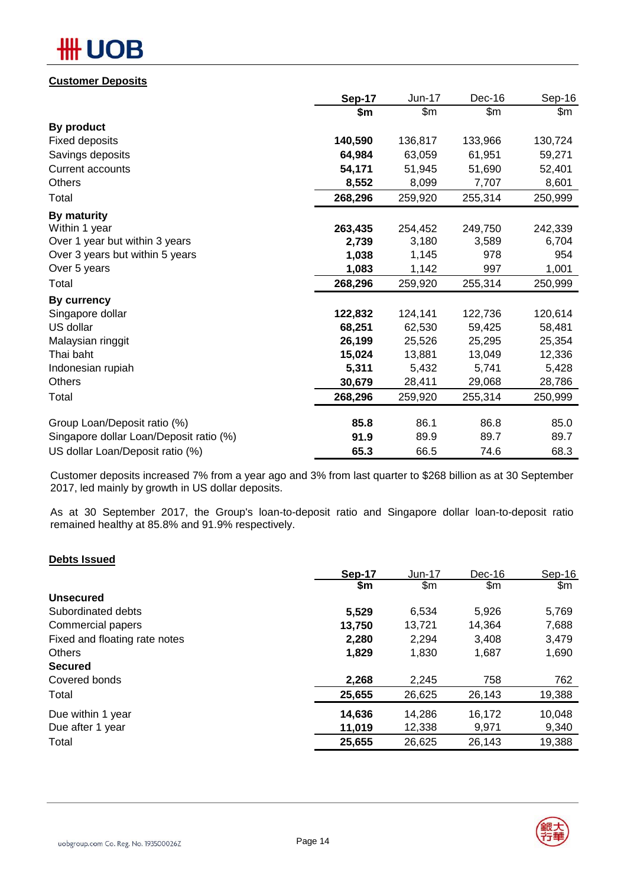**Customer Deposits**

| | **Sep-17** | Jun-17 | Dec-16 | Sep-16 |
|---|---|---|---|---|
| | **$m** | $m | $m | $m |
| **By product** | | | | |
| Fixed deposits | **140,590** | 136,817 | 133,966 | 130,724 |
| Savings deposits | **64,984** | 63,059 | 61,951 | 59,271 |
| Current accounts | **54,171** | 51,945 | 51,690 | 52,401 |
| Others | **8,552** | 8,099 | 7,707 | 8,601 |
| Total | **268,296** | 259,920 | 255,314 | 250,999 |
| **By maturity** | | | | |
| Within 1 year | **263,435** | 254,452 | 249,750 | 242,339 |
| Over 1 year but within 3 years | **2,739** | 3,180 | 3,589 | 6,704 |
| Over 3 years but within 5 years | **1,038** | 1,145 | 978 | 954 |
| Over 5 years | **1,083** | 1,142 | 997 | 1,001 |
| Total | **268,296** | 259,920 | 255,314 | 250,999 |
| **By currency** | | | | |
| Singapore dollar | **122,832** | 124,141 | 122,736 | 120,614 |
| US dollar | **68,251** | 62,530 | 59,425 | 58,481 |
| Malaysian ringgit | **26,199** | 25,526 | 25,295 | 25,354 |
| Thai baht | **15,024** | 13,881 | 13,049 | 12,336 |
| Indonesian rupiah | **5,311** | 5,432 | 5,741 | 5,428 |
| Others | **30,679** | 28,411 | 29,068 | 28,786 |
| Total | **268,296** | 259,920 | 255,314 | 250,999 |
| Group Loan/Deposit ratio (%) | **85.8** | 86.1 | 86.8 | 85.0 |
| Singapore dollar Loan/Deposit ratio (%) | **91.9** | 89.9 | 89.7 | 89.7 |
| US dollar Loan/Deposit ratio (%) | **65.3** | 66.5 | 74.6 | 68.3 |

Customer deposits increased 7% from a year ago and 3% from last quarter to $268 billion as at 30 September 2017, led mainly by growth in US dollar deposits.

As at 30 September 2017, the Group's loan-to-deposit ratio and Singapore dollar loan-to-deposit ratio remained healthy at 85.8% and 91.9% respectively.

**Debts Issued**

| | **Sep-17** | Jun-17 | Dec-16 | Sep-16 |
|---|---|---|---|---|
| | **$m** | $m | $m | $m |
| **Unsecured** | | | | |
| Subordinated debts | **5,529** | 6,534 | 5,926 | 5,769 |
| Commercial papers | **13,750** | 13,721 | 14,364 | 7,688 |
| Fixed and floating rate notes | **2,280** | 2,294 | 3,408 | 3,479 |
| Others | **1,829** | 1,830 | 1,687 | 1,690 |
| **Secured** | | | | |
| Covered bonds | **2,268** | 2,245 | 758 | 762 |
| Total | **25,655** | 26,625 | 26,143 | 19,388 |
| Due within 1 year | **14,636** | 14,286 | 16,172 | 10,048 |
| Due after 1 year | **11,019** | 12,338 | 9,971 | 9,340 |
| Total | **25,655** | 26,625 | 26,143 | 19,388 |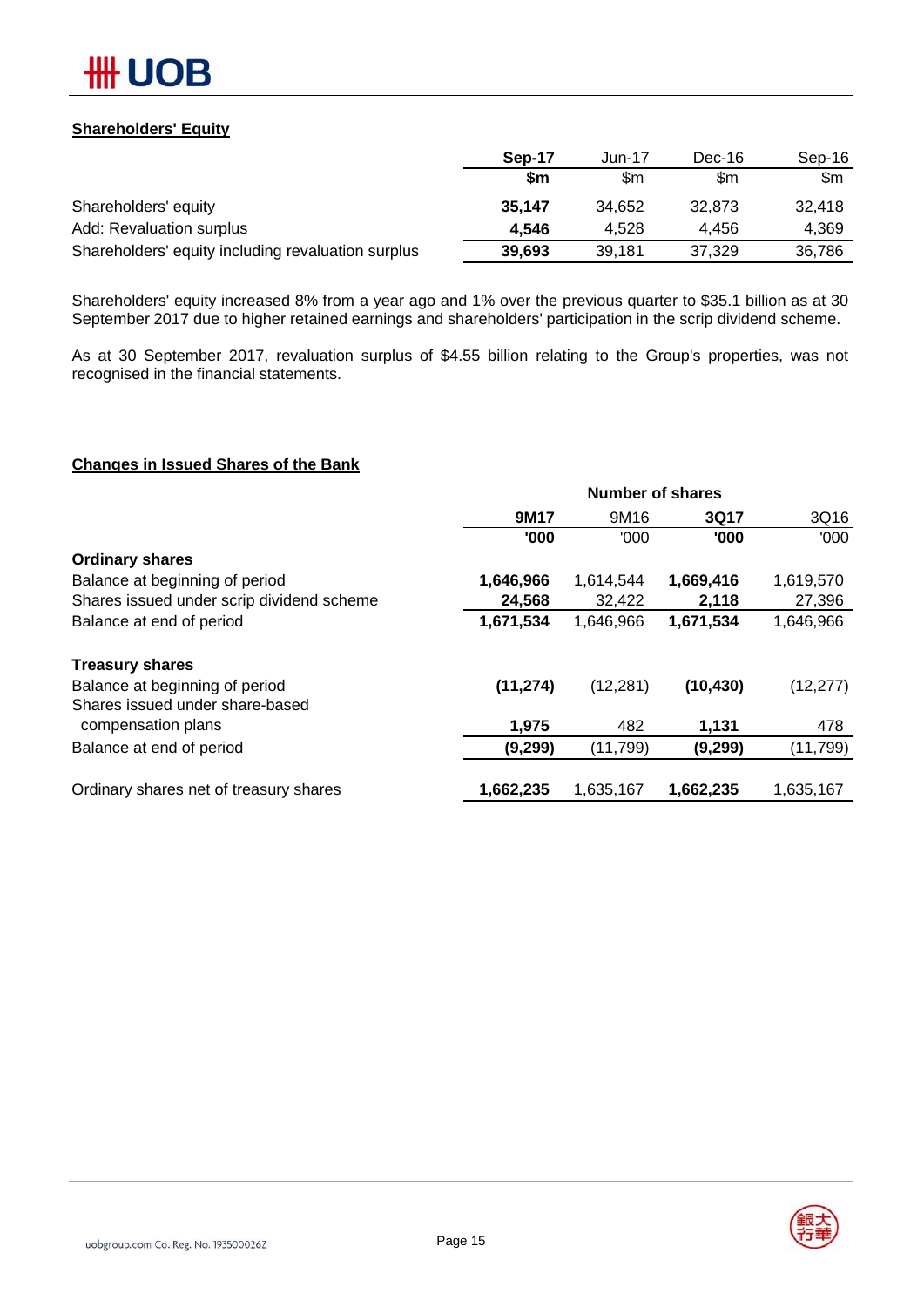**Shareholders' Equity**

| | Sep-17 | Jun-17 | Dec-16 | Sep-16 |
|---|---|---|---|---|
| | $m | $m | $m | $m |
| Shareholders' equity | **35,147** | 34,652 | 32,873 | 32,418 |
| Add: Revaluation surplus | **4,546** | 4,528 | 4,456 | 4,369 |
| Shareholders' equity including revaluation surplus | **39,693** | 39,181 | 37,329 | 36,786 |

Shareholders' equity increased 8% from a year ago and 1% over the previous quarter to $35.1 billion as at 30 September 2017 due to higher retained earnings and shareholders' participation in the scrip dividend scheme.

As at 30 September 2017, revaluation surplus of $4.55 billion relating to the Group's properties, was not recognised in the financial statements.

**Changes in Issued Shares of the Bank**

| | Number of shares | | | |
|---|---|---|---|---|
| | 9M17 | 9M16 | 3Q17 | 3Q16 |
| | '000 | '000 | '000 | '000 |
| **Ordinary shares** | | | | |
| Balance at beginning of period | **1,646,966** | 1,614,544 | **1,669,416** | 1,619,570 |
| Shares issued under scrip dividend scheme | **24,568** | 32,422 | **2,118** | 27,396 |
| Balance at end of period | **1,671,534** | 1,646,966 | **1,671,534** | 1,646,966 |
| | | | | |
| **Treasury shares** | | | | |
| Balance at beginning of period | **(11,274)** | (12,281) | **(10,430)** | (12,277) |
| Shares issued under share-based compensation plans | **1,975** | 482 | **1,131** | 478 |
| Balance at end of period | **(9,299)** | (11,799) | **(9,299)** | (11,799) |
| | | | | |
| Ordinary shares net of treasury shares | **1,662,235** | 1,635,167 | **1,662,235** | 1,635,167 |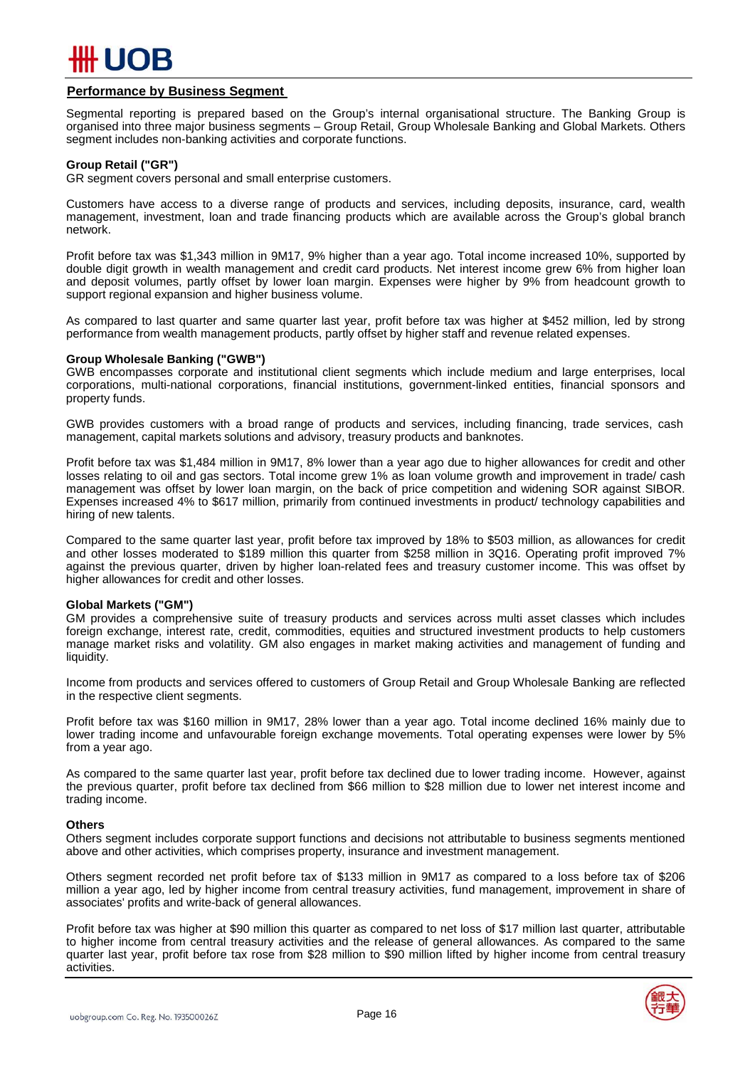## Performance by Business Segment

Segmental reporting is prepared based on the Group's internal organisational structure. The Banking Group is organised into three major business segments – Group Retail, Group Wholesale Banking and Global Markets. Others segment includes non-banking activities and corporate functions.

### Group Retail ("GR")

GR segment covers personal and small enterprise customers.

Customers have access to a diverse range of products and services, including deposits, insurance, card, wealth management, investment, loan and trade financing products which are available across the Group's global branch network.

Profit before tax was $1,343 million in 9M17, 9% higher than a year ago. Total income increased 10%, supported by double digit growth in wealth management and credit card products. Net interest income grew 6% from higher loan and deposit volumes, partly offset by lower loan margin. Expenses were higher by 9% from headcount growth to support regional expansion and higher business volume.

As compared to last quarter and same quarter last year, profit before tax was higher at $452 million, led by strong performance from wealth management products, partly offset by higher staff and revenue related expenses.

### Group Wholesale Banking ("GWB")

GWB encompasses corporate and institutional client segments which include medium and large enterprises, local corporations, multi-national corporations, financial institutions, government-linked entities, financial sponsors and property funds.

GWB provides customers with a broad range of products and services, including financing, trade services, cash management, capital markets solutions and advisory, treasury products and banknotes.

Profit before tax was $1,484 million in 9M17, 8% lower than a year ago due to higher allowances for credit and other losses relating to oil and gas sectors. Total income grew 1% as loan volume growth and improvement in trade/ cash management was offset by lower loan margin, on the back of price competition and widening SOR against SIBOR. Expenses increased 4% to $617 million, primarily from continued investments in product/ technology capabilities and hiring of new talents.

Compared to the same quarter last year, profit before tax improved by 18% to $503 million, as allowances for credit and other losses moderated to $189 million this quarter from $258 million in 3Q16. Operating profit improved 7% against the previous quarter, driven by higher loan-related fees and treasury customer income. This was offset by higher allowances for credit and other losses.

### Global Markets ("GM")

GM provides a comprehensive suite of treasury products and services across multi asset classes which includes foreign exchange, interest rate, credit, commodities, equities and structured investment products to help customers manage market risks and volatility. GM also engages in market making activities and management of funding and liquidity.

Income from products and services offered to customers of Group Retail and Group Wholesale Banking are reflected in the respective client segments.

Profit before tax was $160 million in 9M17, 28% lower than a year ago. Total income declined 16% mainly due to lower trading income and unfavourable foreign exchange movements. Total operating expenses were lower by 5% from a year ago.

As compared to the same quarter last year, profit before tax declined due to lower trading income. However, against the previous quarter, profit before tax declined from $66 million to $28 million due to lower net interest income and trading income.

### Others

Others segment includes corporate support functions and decisions not attributable to business segments mentioned above and other activities, which comprises property, insurance and investment management.

Others segment recorded net profit before tax of $133 million in 9M17 as compared to a loss before tax of $206 million a year ago, led by higher income from central treasury activities, fund management, improvement in share of associates' profits and write-back of general allowances.

Profit before tax was higher at $90 million this quarter as compared to net loss of $17 million last quarter, attributable to higher income from central treasury activities and the release of general allowances. As compared to the same quarter last year, profit before tax rose from $28 million to $90 million lifted by higher income from central treasury activities.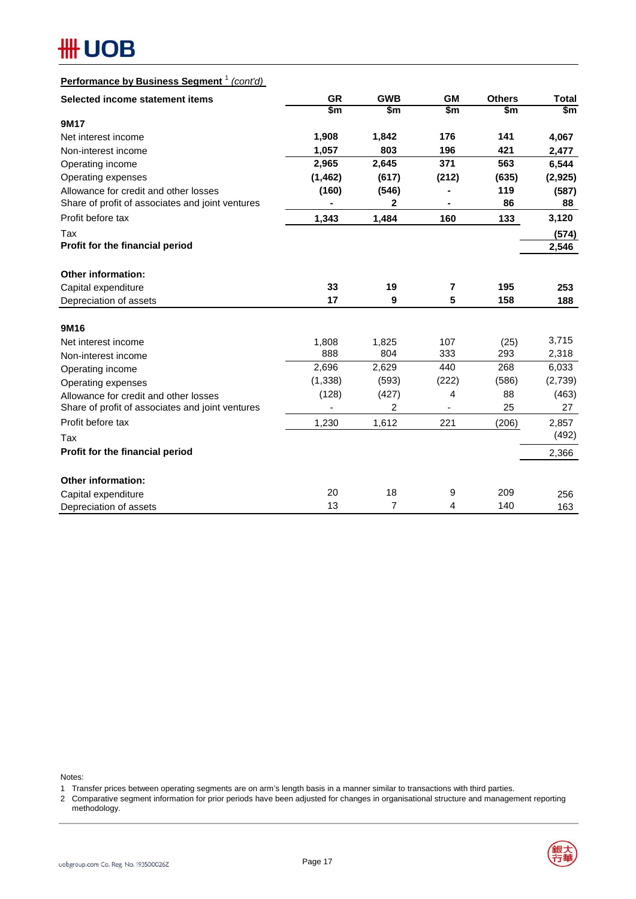**Performance by Business Segment** [1] *(cont'd)*

| Selected income statement items | GR | GWB | GM | Others | Total |
|---|---|---|---|---|---|
| | $m | $m | $m | $m | $m |
| **9M17** | | | | | |
| Net interest income | **1,908** | **1,842** | **176** | **141** | **4,067** |
| Non-interest income | **1,057** | **803** | **196** | **421** | **2,477** |
| Operating income | **2,965** | **2,645** | **371** | **563** | **6,544** |
| Operating expenses | **(1,462)** | **(617)** | **(212)** | **(635)** | **(2,925)** |
| Allowance for credit and other losses | **(160)** | **(546)** | **-** | **119** | **(587)** |
| Share of profit of associates and joint ventures | **-** | **2** | **-** | **86** | **88** |
| Profit before tax | **1,343** | **1,484** | **160** | **133** | **3,120** |
| Tax | | | | | **(574)** |
| **Profit for the financial period** | | | | | **2,546** |
| | | | | | |
| **Other information:** | | | | | |
| Capital expenditure | **33** | **19** | **7** | **195** | **253** |
| Depreciation of assets | **17** | **9** | **5** | **158** | **188** |
| | | | | | |
| **9M16** | | | | | |
| Net interest income | 1,808 | 1,825 | 107 | (25) | 3,715 |
| Non-interest income | 888 | 804 | 333 | 293 | 2,318 |
| Operating income | 2,696 | 2,629 | 440 | 268 | 6,033 |
| Operating expenses | (1,338) | (593) | (222) | (586) | (2,739) |
| Allowance for credit and other losses | (128) | (427) | 4 | 88 | (463) |
| Share of profit of associates and joint ventures | - | 2 | - | 25 | 27 |
| Profit before tax | 1,230 | 1,612 | 221 | (206) | 2,857 |
| Tax | | | | | (492) |
| **Profit for the financial period** | | | | | 2,366 |
| | | | | | |
| **Other information:** | | | | | |
| Capital expenditure | 20 | 18 | 9 | 209 | 256 |
| Depreciation of assets | 13 | 7 | 4 | 140 | 163 |

Notes:

1 Transfer prices between operating segments are on arm's length basis in a manner similar to transactions with third parties.

2 Comparative segment information for prior periods have been adjusted for changes in organisational structure and management reporting methodology.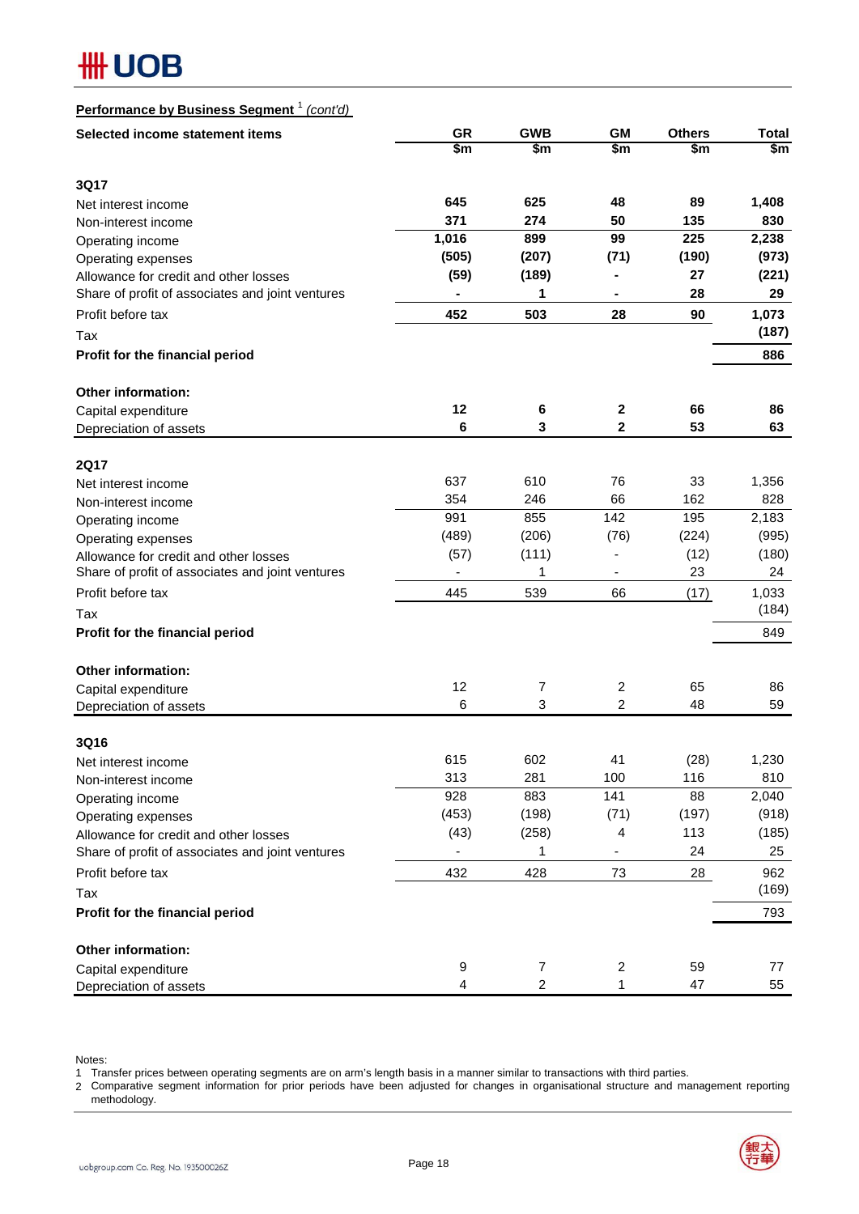**Performance by Business Segment** [1] *(cont'd)*

| Selected income statement items | GR | GWB | GM | Others | Total |
|---|---|---|---|---|---|
| | $m | $m | $m | $m | $m |
| **3Q17** | | | | | |
| Net interest income | **645** | **625** | **48** | **89** | **1,408** |
| Non-interest income | **371** | **274** | **50** | **135** | **830** |
| Operating income | **1,016** | **899** | **99** | **225** | **2,238** |
| Operating expenses | **(505)** | **(207)** | **(71)** | **(190)** | **(973)** |
| Allowance for credit and other losses | **(59)** | **(189)** | **-** | **27** | **(221)** |
| Share of profit of associates and joint ventures | **-** | **1** | **-** | **28** | **29** |
| Profit before tax | **452** | **503** | **28** | **90** | **1,073** |
| Tax | | | | | **(187)** |
| **Profit for the financial period** | | | | | **886** |
| **Other information:** | | | | | |
| Capital expenditure | **12** | **6** | **2** | **66** | **86** |
| Depreciation of assets | **6** | **3** | **2** | **53** | **63** |
| **2Q17** | | | | | |
| Net interest income | 637 | 610 | 76 | 33 | 1,356 |
| Non-interest income | 354 | 246 | 66 | 162 | 828 |
| Operating income | 991 | 855 | 142 | 195 | 2,183 |
| Operating expenses | (489) | (206) | (76) | (224) | (995) |
| Allowance for credit and other losses | (57) | (111) | - | (12) | (180) |
| Share of profit of associates and joint ventures | - | 1 | - | 23 | 24 |
| Profit before tax | 445 | 539 | 66 | (17) | 1,033 |
| Tax | | | | | (184) |
| **Profit for the financial period** | | | | | 849 |
| **Other information:** | | | | | |
| Capital expenditure | 12 | 7 | 2 | 65 | 86 |
| Depreciation of assets | 6 | 3 | 2 | 48 | 59 |
| **3Q16** | | | | | |
| Net interest income | 615 | 602 | 41 | (28) | 1,230 |
| Non-interest income | 313 | 281 | 100 | 116 | 810 |
| Operating income | 928 | 883 | 141 | 88 | 2,040 |
| Operating expenses | (453) | (198) | (71) | (197) | (918) |
| Allowance for credit and other losses | (43) | (258) | 4 | 113 | (185) |
| Share of profit of associates and joint ventures | - | 1 | - | 24 | 25 |
| Profit before tax | 432 | 428 | 73 | 28 | 962 |
| Tax | | | | | (169) |
| **Profit for the financial period** | | | | | 793 |
| **Other information:** | | | | | |
| Capital expenditure | 9 | 7 | 2 | 59 | 77 |
| Depreciation of assets | 4 | 2 | 1 | 47 | 55 |

Notes:
1 Transfer prices between operating segments are on arm's length basis in a manner similar to transactions with third parties.
2 Comparative segment information for prior periods have been adjusted for changes in organisational structure and management reporting methodology.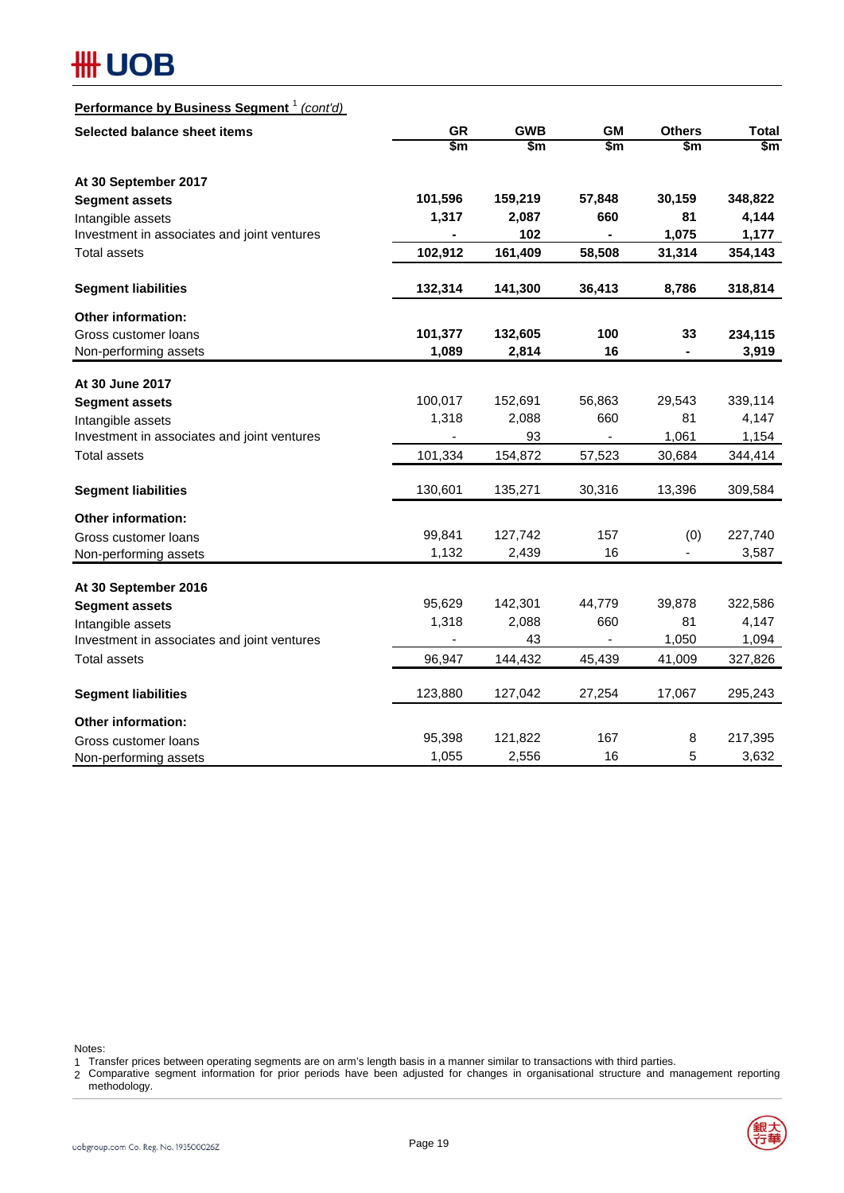**Performance by Business Segment** [1] *(cont'd)*

| Selected balance sheet items | GR | GWB | GM | Others | Total |
|---|---|---|---|---|---|
| | $m | $m | $m | $m | $m |
| **At 30 September 2017** | | | | | |
| **Segment assets** | **101,596** | **159,219** | **57,848** | **30,159** | **348,822** |
| Intangible assets | **1,317** | **2,087** | **660** | **81** | **4,144** |
| Investment in associates and joint ventures | **-** | **102** | **-** | **1,075** | **1,177** |
| Total assets | **102,912** | **161,409** | **58,508** | **31,314** | **354,143** |
| **Segment liabilities** | **132,314** | **141,300** | **36,413** | **8,786** | **318,814** |
| **Other information:** | | | | | |
| Gross customer loans | **101,377** | **132,605** | **100** | **33** | **234,115** |
| Non-performing assets | **1,089** | **2,814** | **16** | **-** | **3,919** |
| **At 30 June 2017** | | | | | |
| **Segment assets** | 100,017 | 152,691 | 56,863 | 29,543 | 339,114 |
| Intangible assets | 1,318 | 2,088 | 660 | 81 | 4,147 |
| Investment in associates and joint ventures | - | 93 | - | 1,061 | 1,154 |
| Total assets | 101,334 | 154,872 | 57,523 | 30,684 | 344,414 |
| **Segment liabilities** | 130,601 | 135,271 | 30,316 | 13,396 | 309,584 |
| **Other information:** | | | | | |
| Gross customer loans | 99,841 | 127,742 | 157 | (0) | 227,740 |
| Non-performing assets | 1,132 | 2,439 | 16 | - | 3,587 |
| **At 30 September 2016** | | | | | |
| **Segment assets** | 95,629 | 142,301 | 44,779 | 39,878 | 322,586 |
| Intangible assets | 1,318 | 2,088 | 660 | 81 | 4,147 |
| Investment in associates and joint ventures | - | 43 | - | 1,050 | 1,094 |
| Total assets | 96,947 | 144,432 | 45,439 | 41,009 | 327,826 |
| **Segment liabilities** | 123,880 | 127,042 | 27,254 | 17,067 | 295,243 |
| **Other information:** | | | | | |
| Gross customer loans | 95,398 | 121,822 | 167 | 8 | 217,395 |
| Non-performing assets | 1,055 | 2,556 | 16 | 5 | 3,632 |

Notes:
1 Transfer prices between operating segments are on arm's length basis in a manner similar to transactions with third parties.
2 Comparative segment information for prior periods have been adjusted for changes in organisational structure and management reporting methodology.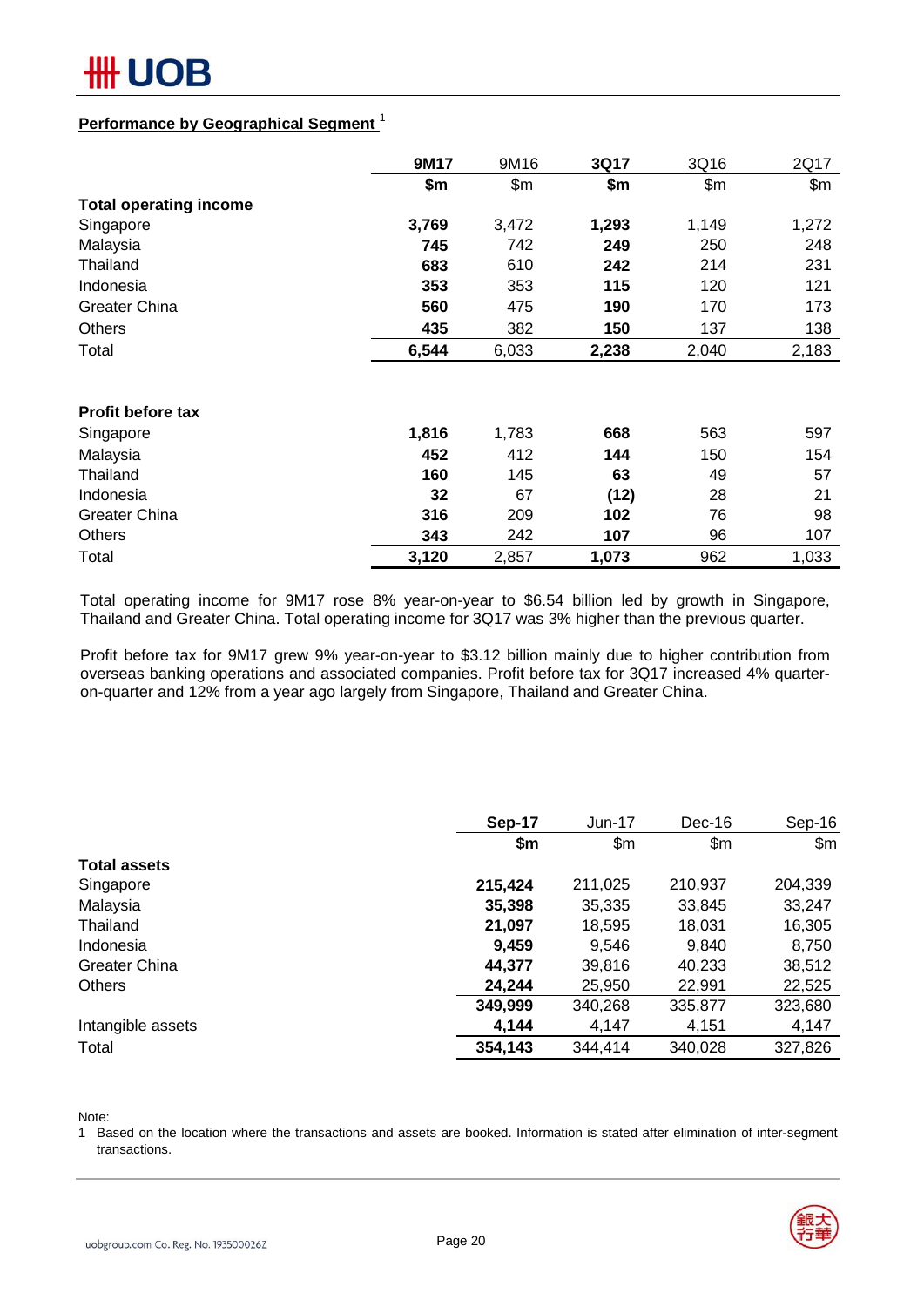## Performance by Geographical Segment [1]

| | 9M17 | 9M16 | 3Q17 | 3Q16 | 2Q17 |
|---|---|---|---|---|---|
| | $m | $m | $m | $m | $m |
| **Total operating income** | | | | | |
| Singapore | **3,769** | 3,472 | **1,293** | 1,149 | 1,272 |
| Malaysia | **745** | 742 | **249** | 250 | 248 |
| Thailand | **683** | 610 | **242** | 214 | 231 |
| Indonesia | **353** | 353 | **115** | 120 | 121 |
| Greater China | **560** | 475 | **190** | 170 | 173 |
| Others | **435** | 382 | **150** | 137 | 138 |
| Total | **6,544** | 6,033 | **2,238** | 2,040 | 2,183 |
| | | | | | |
| **Profit before tax** | | | | | |
| Singapore | **1,816** | 1,783 | **668** | 563 | 597 |
| Malaysia | **452** | 412 | **144** | 150 | 154 |
| Thailand | **160** | 145 | **63** | 49 | 57 |
| Indonesia | **32** | 67 | **(12)** | 28 | 21 |
| Greater China | **316** | 209 | **102** | 76 | 98 |
| Others | **343** | 242 | **107** | 96 | 107 |
| Total | **3,120** | 2,857 | **1,073** | 962 | 1,033 |

Total operating income for 9M17 rose 8% year-on-year to $6.54 billion led by growth in Singapore, Thailand and Greater China. Total operating income for 3Q17 was 3% higher than the previous quarter.

Profit before tax for 9M17 grew 9% year-on-year to $3.12 billion mainly due to higher contribution from overseas banking operations and associated companies. Profit before tax for 3Q17 increased 4% quarter-on-quarter and 12% from a year ago largely from Singapore, Thailand and Greater China.

| | Sep-17 | Jun-17 | Dec-16 | Sep-16 |
|---|---|---|---|---|
| | $m | $m | $m | $m |
| **Total assets** | | | | |
| Singapore | **215,424** | 211,025 | 210,937 | 204,339 |
| Malaysia | **35,398** | 35,335 | 33,845 | 33,247 |
| Thailand | **21,097** | 18,595 | 18,031 | 16,305 |
| Indonesia | **9,459** | 9,546 | 9,840 | 8,750 |
| Greater China | **44,377** | 39,816 | 40,233 | 38,512 |
| Others | **24,244** | 25,950 | 22,991 | 22,525 |
| | **349,999** | 340,268 | 335,877 | 323,680 |
| Intangible assets | **4,144** | 4,147 | 4,151 | 4,147 |
| Total | **354,143** | 344,414 | 340,028 | 327,826 |

Note:
1 Based on the location where the transactions and assets are booked. Information is stated after elimination of inter-segment transactions.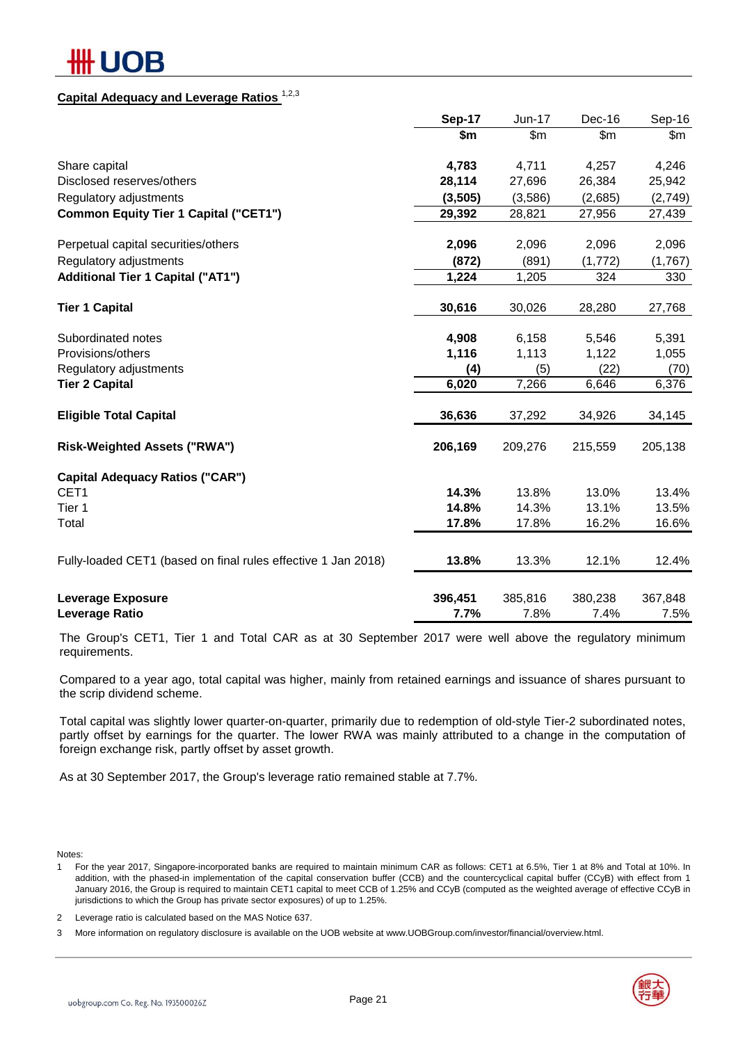## Capital Adequacy and Leverage Ratios [1,2,3]

| | Sep-17 | Jun-17 | Dec-16 | Sep-16 |
|---|---|---|---|---|
| | **$m** | $m | $m | $m |
| Share capital | **4,783** | 4,711 | 4,257 | 4,246 |
| Disclosed reserves/others | **28,114** | 27,696 | 26,384 | 25,942 |
| Regulatory adjustments | **(3,505)** | (3,586) | (2,685) | (2,749) |
| **Common Equity Tier 1 Capital ("CET1")** | **29,392** | 28,821 | 27,956 | 27,439 |
| Perpetual capital securities/others | **2,096** | 2,096 | 2,096 | 2,096 |
| Regulatory adjustments | **(872)** | (891) | (1,772) | (1,767) |
| **Additional Tier 1 Capital ("AT1")** | **1,224** | 1,205 | 324 | 330 |
| **Tier 1 Capital** | **30,616** | 30,026 | 28,280 | 27,768 |
| Subordinated notes | **4,908** | 6,158 | 5,546 | 5,391 |
| Provisions/others | **1,116** | 1,113 | 1,122 | 1,055 |
| Regulatory adjustments | **(4)** | (5) | (22) | (70) |
| **Tier 2 Capital** | **6,020** | 7,266 | 6,646 | 6,376 |
| **Eligible Total Capital** | **36,636** | 37,292 | 34,926 | 34,145 |
| **Risk-Weighted Assets ("RWA")** | **206,169** | 209,276 | 215,559 | 205,138 |
| **Capital Adequacy Ratios ("CAR")** | | | | |
| CET1 | **14.3%** | 13.8% | 13.0% | 13.4% |
| Tier 1 | **14.8%** | 14.3% | 13.1% | 13.5% |
| Total | **17.8%** | 17.8% | 16.2% | 16.6% |
| Fully-loaded CET1 (based on final rules effective 1 Jan 2018) | **13.8%** | 13.3% | 12.1% | 12.4% |
| **Leverage Exposure** | **396,451** | 385,816 | 380,238 | 367,848 |
| **Leverage Ratio** | **7.7%** | 7.8% | 7.4% | 7.5% |

The Group's CET1, Tier 1 and Total CAR as at 30 September 2017 were well above the regulatory minimum requirements.

Compared to a year ago, total capital was higher, mainly from retained earnings and issuance of shares pursuant to the scrip dividend scheme.

Total capital was slightly lower quarter-on-quarter, primarily due to redemption of old-style Tier-2 subordinated notes, partly offset by earnings for the quarter. The lower RWA was mainly attributed to a change in the computation of foreign exchange risk, partly offset by asset growth.

As at 30 September 2017, the Group's leverage ratio remained stable at 7.7%.

Notes:

1. For the year 2017, Singapore-incorporated banks are required to maintain minimum CAR as follows: CET1 at 6.5%, Tier 1 at 8% and Total at 10%. In addition, with the phased-in implementation of the capital conservation buffer (CCB) and the countercyclical capital buffer (CCyB) with effect from 1 January 2016, the Group is required to maintain CET1 capital to meet CCB of 1.25% and CCyB (computed as the weighted average of effective CCyB in jurisdictions to which the Group has private sector exposures) of up to 1.25%.
2. Leverage ratio is calculated based on the MAS Notice 637.
3. More information on regulatory disclosure is available on the UOB website at www.UOBGroup.com/investor/financial/overview.html.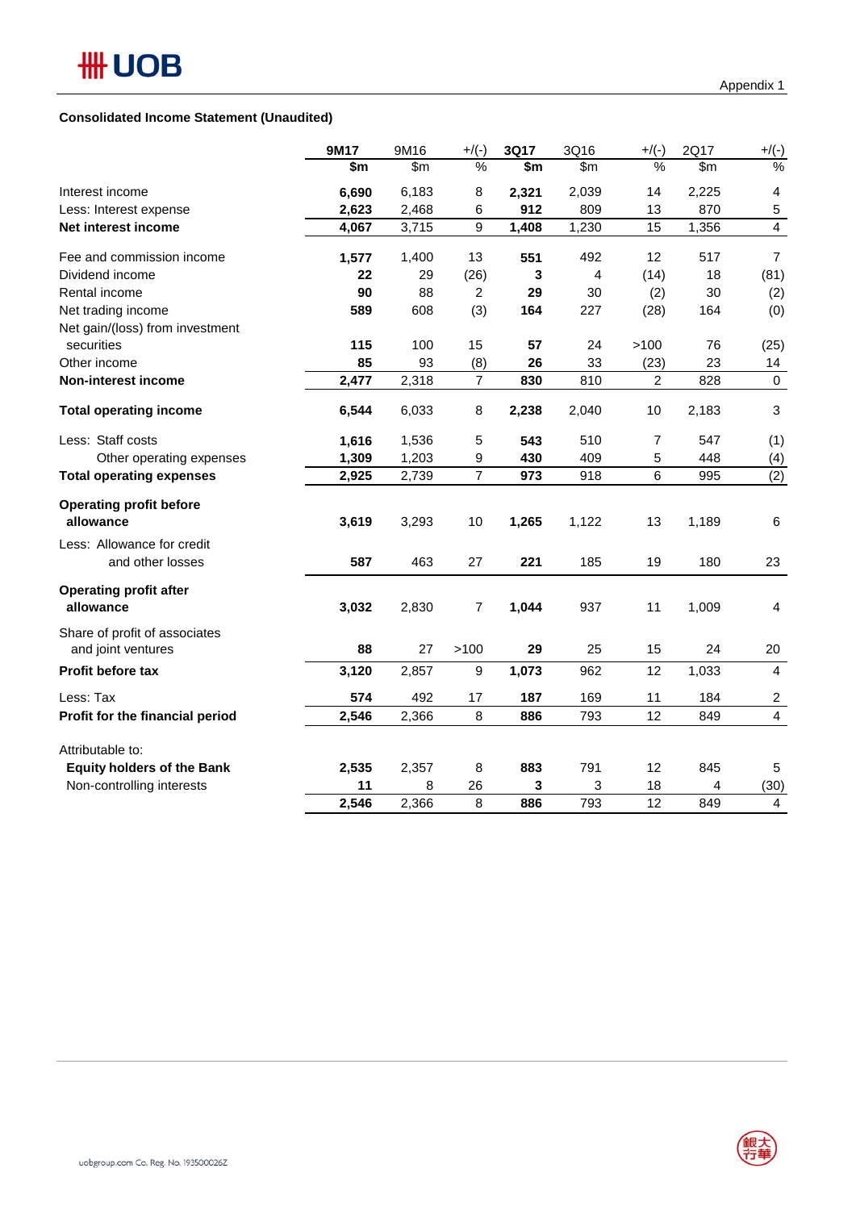Appendix 1

**Consolidated Income Statement (Unaudited)**

| | **9M17** | 9M16 | +/(-) | **3Q17** | 3Q16 | +/(-) | 2Q17 | +/(-) |
|---|---|---|---|---|---|---|---|---|
| | **$m** | $m | % | **$m** | $m | % | $m | % |
| Interest income | **6,690** | 6,183 | 8 | **2,321** | 2,039 | 14 | 2,225 | 4 |
| Less: Interest expense | **2,623** | 2,468 | 6 | **912** | 809 | 13 | 870 | 5 |
| **Net interest income** | **4,067** | 3,715 | 9 | **1,408** | 1,230 | 15 | 1,356 | 4 |
| Fee and commission income | **1,577** | 1,400 | 13 | **551** | 492 | 12 | 517 | 7 |
| Dividend income | **22** | 29 | (26) | **3** | 4 | (14) | 18 | (81) |
| Rental income | **90** | 88 | 2 | **29** | 30 | (2) | 30 | (2) |
| Net trading income | **589** | 608 | (3) | **164** | 227 | (28) | 164 | (0) |
| Net gain/(loss) from investment securities | **115** | 100 | 15 | **57** | 24 | >100 | 76 | (25) |
| Other income | **85** | 93 | (8) | **26** | 33 | (23) | 23 | 14 |
| **Non-interest income** | **2,477** | 2,318 | 7 | **830** | 810 | 2 | 828 | 0 |
| **Total operating income** | **6,544** | 6,033 | 8 | **2,238** | 2,040 | 10 | 2,183 | 3 |
| Less: Staff costs | **1,616** | 1,536 | 5 | **543** | 510 | 7 | 547 | (1) |
| Other operating expenses | **1,309** | 1,203 | 9 | **430** | 409 | 5 | 448 | (4) |
| **Total operating expenses** | **2,925** | 2,739 | 7 | **973** | 918 | 6 | 995 | (2) |
| **Operating profit before allowance** | **3,619** | 3,293 | 10 | **1,265** | 1,122 | 13 | 1,189 | 6 |
| Less: Allowance for credit and other losses | **587** | 463 | 27 | **221** | 185 | 19 | 180 | 23 |
| **Operating profit after allowance** | **3,032** | 2,830 | 7 | **1,044** | 937 | 11 | 1,009 | 4 |
| Share of profit of associates and joint ventures | **88** | 27 | >100 | **29** | 25 | 15 | 24 | 20 |
| **Profit before tax** | **3,120** | 2,857 | 9 | **1,073** | 962 | 12 | 1,033 | 4 |
| Less: Tax | **574** | 492 | 17 | **187** | 169 | 11 | 184 | 2 |
| **Profit for the financial period** | **2,546** | 2,366 | 8 | **886** | 793 | 12 | 849 | 4 |
| Attributable to: | | | | | | | | |
| **Equity holders of the Bank** | **2,535** | 2,357 | 8 | **883** | 791 | 12 | 845 | 5 |
| Non-controlling interests | **11** | 8 | 26 | **3** | 3 | 18 | 4 | (30) |
| | **2,546** | 2,366 | 8 | **886** | 793 | 12 | 849 | 4 |

uobgroup.com Co. Reg. No. 193500026Z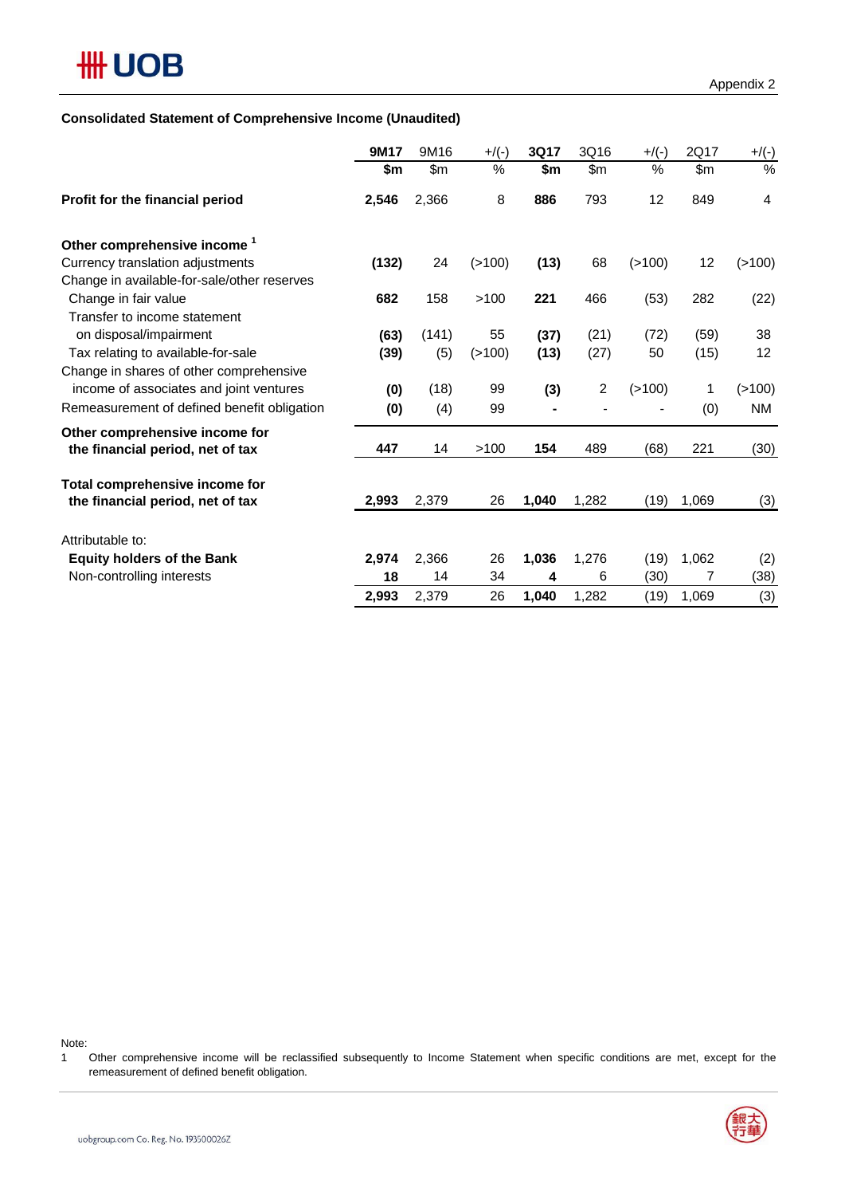Appendix 2

## Consolidated Statement of Comprehensive Income (Unaudited)

| | 9M17 | 9M16 | +/(-) | 3Q17 | 3Q16 | +/(-) | 2Q17 | +/(-) |
|---|---|---|---|---|---|---|---|---|
| | $m | $m | % | $m | $m | % | $m | % |
| **Profit for the financial period** | **2,546** | 2,366 | 8 | **886** | 793 | 12 | 849 | 4 |
| **Other comprehensive income** [1] | | | | | | | | |
| Currency translation adjustments | **(132)** | 24 | (>100) | **(13)** | 68 | (>100) | 12 | (>100) |
| Change in available-for-sale/other reserves | | | | | | | | |
| Change in fair value | **682** | 158 | >100 | **221** | 466 | (53) | 282 | (22) |
| Transfer to income statement on disposal/impairment | **(63)** | (141) | 55 | **(37)** | (21) | (72) | (59) | 38 |
| Tax relating to available-for-sale | **(39)** | (5) | (>100) | **(13)** | (27) | 50 | (15) | 12 |
| Change in shares of other comprehensive income of associates and joint ventures | **(0)** | (18) | 99 | **(3)** | 2 | (>100) | 1 | (>100) |
| Remeasurement of defined benefit obligation | **(0)** | (4) | 99 | **-** | - | - | (0) | NM |
| **Other comprehensive income for the financial period, net of tax** | **447** | 14 | >100 | **154** | 489 | (68) | 221 | (30) |
| **Total comprehensive income for the financial period, net of tax** | **2,993** | 2,379 | 26 | **1,040** | 1,282 | (19) | 1,069 | (3) |
| Attributable to: | | | | | | | | |
| **Equity holders of the Bank** | **2,974** | 2,366 | 26 | **1,036** | 1,276 | (19) | 1,062 | (2) |
| Non-controlling interests | **18** | 14 | 34 | **4** | 6 | (30) | 7 | (38) |
| | **2,993** | 2,379 | 26 | **1,040** | 1,282 | (19) | 1,069 | (3) |

Note:

1 Other comprehensive income will be reclassified subsequently to Income Statement when specific conditions are met, except for the remeasurement of defined benefit obligation.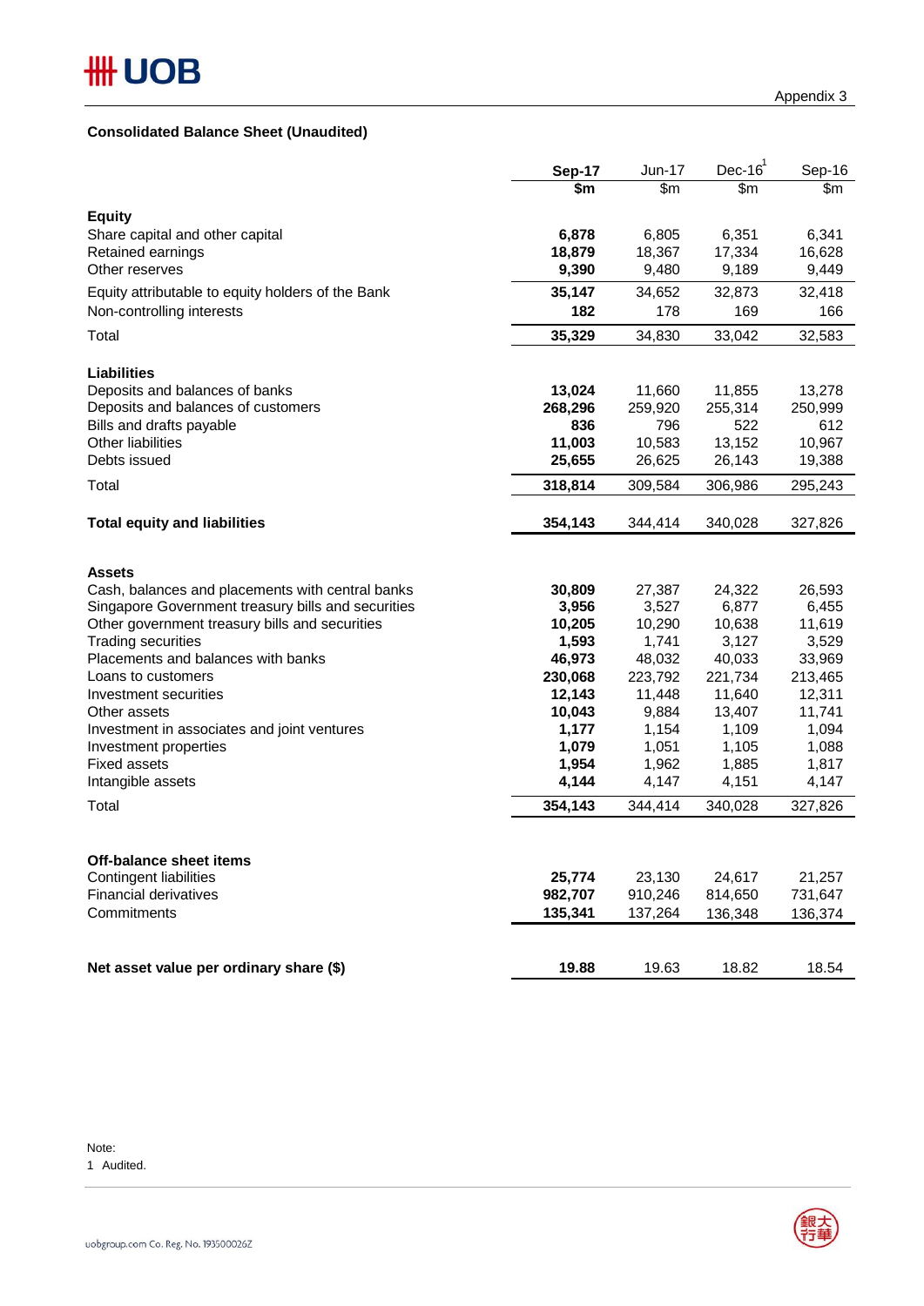Appendix 3

**Consolidated Balance Sheet (Unaudited)**

| | **Sep-17** | Jun-17 | Dec-16[1] | Sep-16 |
|---|---|---|---|---|
| | **$m** | $m | $m | $m |
| **Equity** | | | | |
| Share capital and other capital | **6,878** | 6,805 | 6,351 | 6,341 |
| Retained earnings | **18,879** | 18,367 | 17,334 | 16,628 |
| Other reserves | **9,390** | 9,480 | 9,189 | 9,449 |
| Equity attributable to equity holders of the Bank | **35,147** | 34,652 | 32,873 | 32,418 |
| Non-controlling interests | **182** | 178 | 169 | 166 |
| Total | **35,329** | 34,830 | 33,042 | 32,583 |
| **Liabilities** | | | | |
| Deposits and balances of banks | **13,024** | 11,660 | 11,855 | 13,278 |
| Deposits and balances of customers | **268,296** | 259,920 | 255,314 | 250,999 |
| Bills and drafts payable | **836** | 796 | 522 | 612 |
| Other liabilities | **11,003** | 10,583 | 13,152 | 10,967 |
| Debts issued | **25,655** | 26,625 | 26,143 | 19,388 |
| Total | **318,814** | 309,584 | 306,986 | 295,243 |
| **Total equity and liabilities** | **354,143** | 344,414 | 340,028 | 327,826 |
| **Assets** | | | | |
| Cash, balances and placements with central banks | **30,809** | 27,387 | 24,322 | 26,593 |
| Singapore Government treasury bills and securities | **3,956** | 3,527 | 6,877 | 6,455 |
| Other government treasury bills and securities | **10,205** | 10,290 | 10,638 | 11,619 |
| Trading securities | **1,593** | 1,741 | 3,127 | 3,529 |
| Placements and balances with banks | **46,973** | 48,032 | 40,033 | 33,969 |
| Loans to customers | **230,068** | 223,792 | 221,734 | 213,465 |
| Investment securities | **12,143** | 11,448 | 11,640 | 12,311 |
| Other assets | **10,043** | 9,884 | 13,407 | 11,741 |
| Investment in associates and joint ventures | **1,177** | 1,154 | 1,109 | 1,094 |
| Investment properties | **1,079** | 1,051 | 1,105 | 1,088 |
| Fixed assets | **1,954** | 1,962 | 1,885 | 1,817 |
| Intangible assets | **4,144** | 4,147 | 4,151 | 4,147 |
| Total | **354,143** | 344,414 | 340,028 | 327,826 |
| **Off-balance sheet items** | | | | |
| Contingent liabilities | **25,774** | 23,130 | 24,617 | 21,257 |
| Financial derivatives | **982,707** | 910,246 | 814,650 | 731,647 |
| Commitments | **135,341** | 137,264 | 136,348 | 136,374 |
| **Net asset value per ordinary share ($)** | **19.88** | 19.63 | 18.82 | 18.54 |

Note:
1 Audited.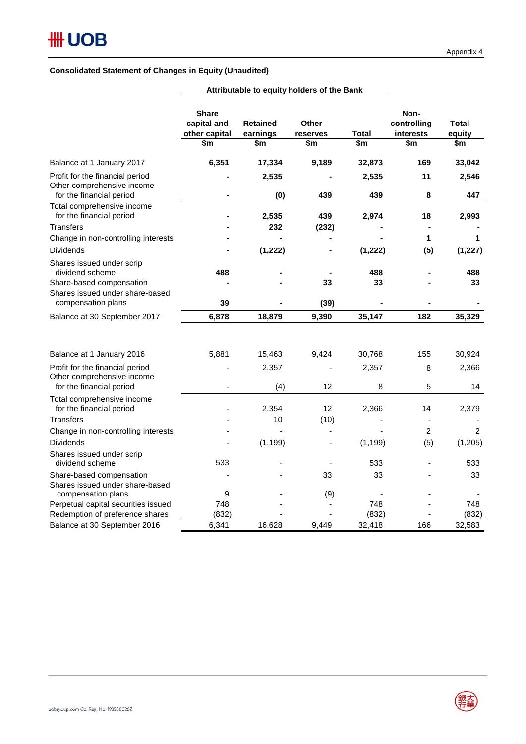Appendix 4

**Consolidated Statement of Changes in Equity (Unaudited)**

| | Attributable to equity holders of the Bank | | | | | |
|---|---|---|---|---|---|---|
| | **Share capital and other capital** | **Retained earnings** | **Other reserves** | **Total** | **Non-controlling interests** | **Total equity** |
| | **$m** | **$m** | **$m** | **$m** | **$m** | **$m** |
| Balance at 1 January 2017 | **6,351** | **17,334** | **9,189** | **32,873** | **169** | **33,042** |
| Profit for the financial period | **-** | **2,535** | **-** | **2,535** | **11** | **2,546** |
| Other comprehensive income for the financial period | **-** | **(0)** | **439** | **439** | **8** | **447** |
| Total comprehensive income for the financial period | **-** | **2,535** | **439** | **2,974** | **18** | **2,993** |
| Transfers | **-** | **232** | **(232)** | **-** | **-** | **-** |
| Change in non-controlling interests | **-** | **-** | **-** | **-** | **1** | **1** |
| Dividends | **-** | **(1,222)** | **-** | **(1,222)** | **(5)** | **(1,227)** |
| Shares issued under scrip dividend scheme | **488** | **-** | **-** | **488** | **-** | **488** |
| Share-based compensation | **-** | **-** | **33** | **33** | **-** | **33** |
| Shares issued under share-based compensation plans | **39** | **-** | **(39)** | **-** | **-** | **-** |
| Balance at 30 September 2017 | **6,878** | **18,879** | **9,390** | **35,147** | **182** | **35,329** |
| | | | | | | |
| Balance at 1 January 2016 | 5,881 | 15,463 | 9,424 | 30,768 | 155 | 30,924 |
| Profit for the financial period | - | 2,357 | - | 2,357 | 8 | 2,366 |
| Other comprehensive income for the financial period | - | (4) | 12 | 8 | 5 | 14 |
| Total comprehensive income for the financial period | - | 2,354 | 12 | 2,366 | 14 | 2,379 |
| Transfers | - | 10 | (10) | - | - | - |
| Change in non-controlling interests | - | - | - | - | 2 | 2 |
| Dividends | - | (1,199) | - | (1,199) | (5) | (1,205) |
| Shares issued under scrip dividend scheme | 533 | - | - | 533 | - | 533 |
| Share-based compensation | - | - | 33 | 33 | - | 33 |
| Shares issued under share-based compensation plans | 9 | - | (9) | - | - | - |
| Perpetual capital securities issued | 748 | - | - | 748 | - | 748 |
| Redemption of preference shares | (832) | - | - | (832) | - | (832) |
| Balance at 30 September 2016 | 6,341 | 16,628 | 9,449 | 32,418 | 166 | 32,583 |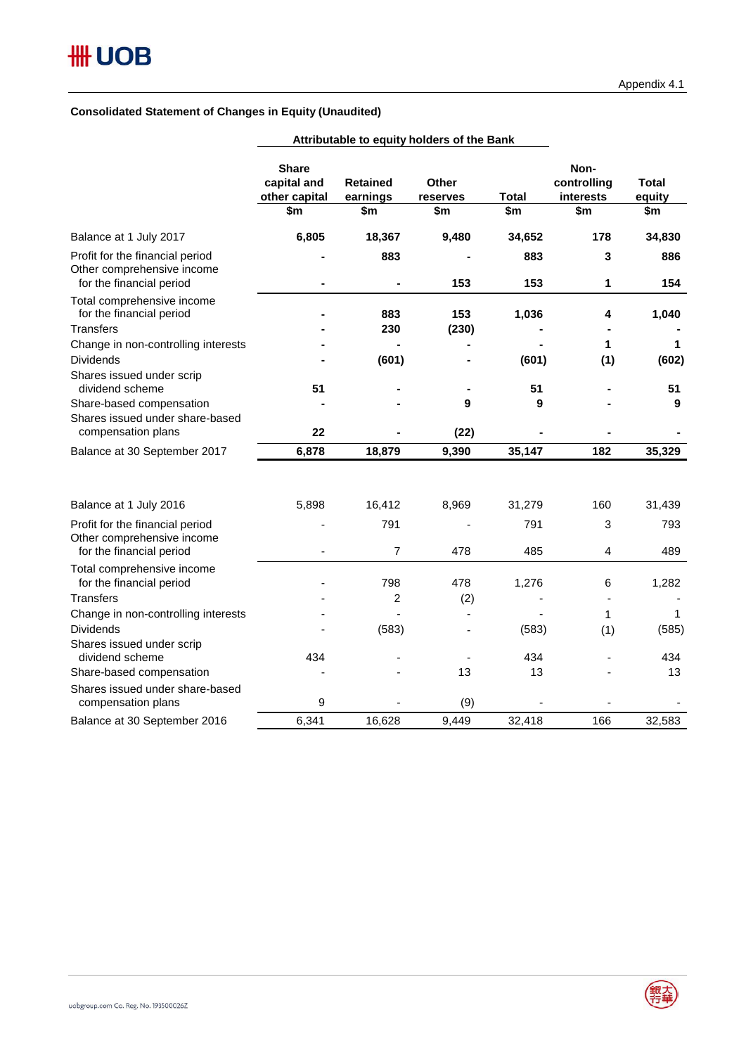Appendix 4.1

**Consolidated Statement of Changes in Equity (Unaudited)**

| | Attributable to equity holders of the Bank | | | | | |
|---|---|---|---|---|---|---|
| | Share capital and other capital $m | Retained earnings $m | Other reserves $m | Total $m | Non-controlling interests $m | Total equity $m |
| **Balance at 1 July 2017** | **6,805** | **18,367** | **9,480** | **34,652** | **178** | **34,830** |
| Profit for the financial period | **-** | **883** | **-** | **883** | **3** | **886** |
| Other comprehensive income for the financial period | **-** | **-** | **153** | **153** | **1** | **154** |
| Total comprehensive income for the financial period | **-** | **883** | **153** | **1,036** | **4** | **1,040** |
| Transfers | **-** | **230** | **(230)** | **-** | **-** | **-** |
| Change in non-controlling interests | **-** | **-** | **-** | **-** | **1** | **1** |
| Dividends | **-** | **(601)** | **-** | **(601)** | **(1)** | **(602)** |
| Shares issued under scrip dividend scheme | **51** | **-** | **-** | **51** | **-** | **51** |
| Share-based compensation | **-** | **-** | **9** | **9** | **-** | **9** |
| Shares issued under share-based compensation plans | **22** | **-** | **(22)** | **-** | **-** | **-** |
| Balance at 30 September 2017 | **6,878** | **18,879** | **9,390** | **35,147** | **182** | **35,329** |
| | | | | | | |
| Balance at 1 July 2016 | 5,898 | 16,412 | 8,969 | 31,279 | 160 | 31,439 |
| Profit for the financial period | - | 791 | - | 791 | 3 | 793 |
| Other comprehensive income for the financial period | - | 7 | 478 | 485 | 4 | 489 |
| Total comprehensive income for the financial period | - | 798 | 478 | 1,276 | 6 | 1,282 |
| Transfers | - | 2 | (2) | - | - | - |
| Change in non-controlling interests | - | - | - | - | 1 | 1 |
| Dividends | - | (583) | - | (583) | (1) | (585) |
| Shares issued under scrip dividend scheme | 434 | - | - | 434 | - | 434 |
| Share-based compensation | - | - | 13 | 13 | - | 13 |
| Shares issued under share-based compensation plans | 9 | - | (9) | - | - | - |
| Balance at 30 September 2016 | 6,341 | 16,628 | 9,449 | 32,418 | 166 | 32,583 |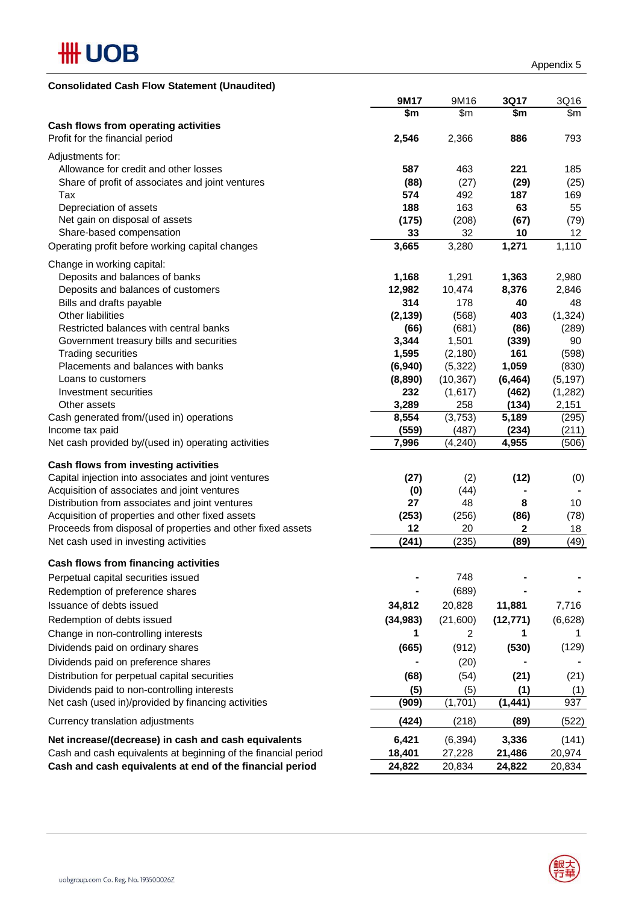Appendix 5

## Consolidated Cash Flow Statement (Unaudited)

| | 9M17 | 9M16 | 3Q17 | 3Q16 |
|---|---|---|---|---|
| | $m | $m | $m | $m |
| **Cash flows from operating activities** | | | | |
| Profit for the financial period | **2,546** | 2,366 | **886** | 793 |
| Adjustments for: | | | | |
| Allowance for credit and other losses | **587** | 463 | **221** | 185 |
| Share of profit of associates and joint ventures | **(88)** | (27) | **(29)** | (25) |
| Tax | **574** | 492 | **187** | 169 |
| Depreciation of assets | **188** | 163 | **63** | 55 |
| Net gain on disposal of assets | **(175)** | (208) | **(67)** | (79) |
| Share-based compensation | **33** | 32 | **10** | 12 |
| Operating profit before working capital changes | **3,665** | 3,280 | **1,271** | 1,110 |
| Change in working capital: | | | | |
| Deposits and balances of banks | **1,168** | 1,291 | **1,363** | 2,980 |
| Deposits and balances of customers | **12,982** | 10,474 | **8,376** | 2,846 |
| Bills and drafts payable | **314** | 178 | **40** | 48 |
| Other liabilities | **(2,139)** | (568) | **403** | (1,324) |
| Restricted balances with central banks | **(66)** | (681) | **(86)** | (289) |
| Government treasury bills and securities | **3,344** | 1,501 | **(339)** | 90 |
| Trading securities | **1,595** | (2,180) | **161** | (598) |
| Placements and balances with banks | **(6,940)** | (5,322) | **1,059** | (830) |
| Loans to customers | **(8,890)** | (10,367) | **(6,464)** | (5,197) |
| Investment securities | **232** | (1,617) | **(462)** | (1,282) |
| Other assets | **3,289** | 258 | **(134)** | 2,151 |
| Cash generated from/(used in) operations | **8,554** | (3,753) | **5,189** | (295) |
| Income tax paid | **(559)** | (487) | **(234)** | (211) |
| Net cash provided by/(used in) operating activities | **7,996** | (4,240) | **4,955** | (506) |
| **Cash flows from investing activities** | | | | |
| Capital injection into associates and joint ventures | **(27)** | (2) | **(12)** | (0) |
| Acquisition of associates and joint ventures | **(0)** | (44) | **-** | - |
| Distribution from associates and joint ventures | **27** | 48 | **8** | 10 |
| Acquisition of properties and other fixed assets | **(253)** | (256) | **(86)** | (78) |
| Proceeds from disposal of properties and other fixed assets | **12** | 20 | **2** | 18 |
| Net cash used in investing activities | **(241)** | (235) | **(89)** | (49) |
| **Cash flows from financing activities** | | | | |
| Perpetual capital securities issued | **-** | 748 | **-** | - |
| Redemption of preference shares | **-** | (689) | **-** | - |
| Issuance of debts issued | **34,812** | 20,828 | **11,881** | 7,716 |
| Redemption of debts issued | **(34,983)** | (21,600) | **(12,771)** | (6,628) |
| Change in non-controlling interests | **1** | 2 | **1** | 1 |
| Dividends paid on ordinary shares | **(665)** | (912) | **(530)** | (129) |
| Dividends paid on preference shares | **-** | (20) | **-** | - |
| Distribution for perpetual capital securities | **(68)** | (54) | **(21)** | (21) |
| Dividends paid to non-controlling interests | **(5)** | (5) | **(1)** | (1) |
| Net cash (used in)/provided by financing activities | **(909)** | (1,701) | **(1,441)** | 937 |
| Currency translation adjustments | **(424)** | (218) | **(89)** | (522) |
| **Net increase/(decrease) in cash and cash equivalents** | **6,421** | (6,394) | **3,336** | (141) |
| Cash and cash equivalents at beginning of the financial period | **18,401** | 27,228 | **21,486** | 20,974 |
| **Cash and cash equivalents at end of the financial period** | **24,822** | 20,834 | **24,822** | 20,834 |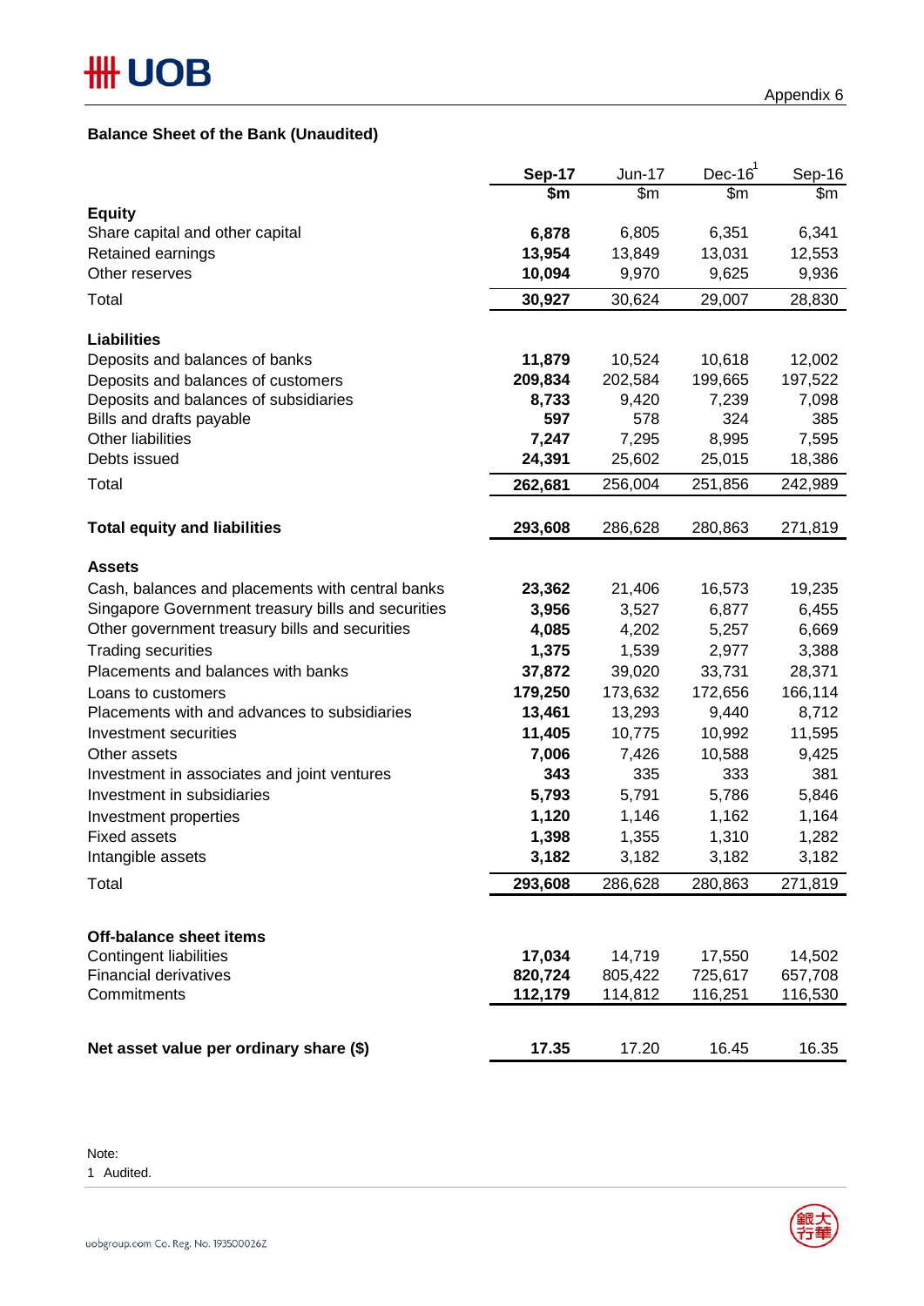Appendix 6

## Balance Sheet of the Bank (Unaudited)

| | Sep-17 | Jun-17 | Dec-16[1] | Sep-16 |
|---|---|---|---|---|
| | $m | $m | $m | $m |
| **Equity** | | | | |
| Share capital and other capital | **6,878** | 6,805 | 6,351 | 6,341 |
| Retained earnings | **13,954** | 13,849 | 13,031 | 12,553 |
| Other reserves | **10,094** | 9,970 | 9,625 | 9,936 |
| Total | **30,927** | 30,624 | 29,007 | 28,830 |
| **Liabilities** | | | | |
| Deposits and balances of banks | **11,879** | 10,524 | 10,618 | 12,002 |
| Deposits and balances of customers | **209,834** | 202,584 | 199,665 | 197,522 |
| Deposits and balances of subsidiaries | **8,733** | 9,420 | 7,239 | 7,098 |
| Bills and drafts payable | **597** | 578 | 324 | 385 |
| Other liabilities | **7,247** | 7,295 | 8,995 | 7,595 |
| Debts issued | **24,391** | 25,602 | 25,015 | 18,386 |
| Total | **262,681** | 256,004 | 251,856 | 242,989 |
| **Total equity and liabilities** | **293,608** | 286,628 | 280,863 | 271,819 |
| **Assets** | | | | |
| Cash, balances and placements with central banks | **23,362** | 21,406 | 16,573 | 19,235 |
| Singapore Government treasury bills and securities | **3,956** | 3,527 | 6,877 | 6,455 |
| Other government treasury bills and securities | **4,085** | 4,202 | 5,257 | 6,669 |
| Trading securities | **1,375** | 1,539 | 2,977 | 3,388 |
| Placements and balances with banks | **37,872** | 39,020 | 33,731 | 28,371 |
| Loans to customers | **179,250** | 173,632 | 172,656 | 166,114 |
| Placements with and advances to subsidiaries | **13,461** | 13,293 | 9,440 | 8,712 |
| Investment securities | **11,405** | 10,775 | 10,992 | 11,595 |
| Other assets | **7,006** | 7,426 | 10,588 | 9,425 |
| Investment in associates and joint ventures | **343** | 335 | 333 | 381 |
| Investment in subsidiaries | **5,793** | 5,791 | 5,786 | 5,846 |
| Investment properties | **1,120** | 1,146 | 1,162 | 1,164 |
| Fixed assets | **1,398** | 1,355 | 1,310 | 1,282 |
| Intangible assets | **3,182** | 3,182 | 3,182 | 3,182 |
| Total | **293,608** | 286,628 | 280,863 | 271,819 |
| **Off-balance sheet items** | | | | |
| Contingent liabilities | **17,034** | 14,719 | 17,550 | 14,502 |
| Financial derivatives | **820,724** | 805,422 | 725,617 | 657,708 |
| Commitments | **112,179** | 114,812 | 116,251 | 116,530 |
| **Net asset value per ordinary share ($)** | **17.35** | 17.20 | 16.45 | 16.35 |

Note:
1 Audited.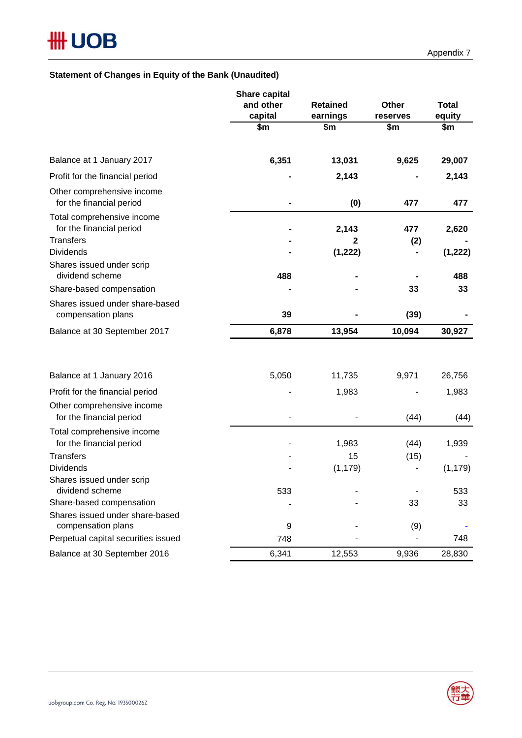Appendix 7

## Statement of Changes in Equity of the Bank (Unaudited)

| | Share capital and other capital | Retained earnings | Other reserves | Total equity |
|---|---|---|---|---|
| | $m | $m | $m | $m |
| **Balance at 1 January 2017** | **6,351** | **13,031** | **9,625** | **29,007** |
| Profit for the financial period | **-** | **2,143** | **-** | **2,143** |
| Other comprehensive income for the financial period | **-** | **(0)** | **477** | **477** |
| Total comprehensive income for the financial period | **-** | **2,143** | **477** | **2,620** |
| Transfers | **-** | **2** | **(2)** | **-** |
| Dividends | **-** | **(1,222)** | **-** | **(1,222)** |
| Shares issued under scrip dividend scheme | **488** | **-** | **-** | **488** |
| Share-based compensation | **-** | **-** | **33** | **33** |
| Shares issued under share-based compensation plans | **39** | **-** | **(39)** | **-** |
| Balance at 30 September 2017 | **6,878** | **13,954** | **10,094** | **30,927** |
| | | | | |
| Balance at 1 January 2016 | 5,050 | 11,735 | 9,971 | 26,756 |
| Profit for the financial period | - | 1,983 | - | 1,983 |
| Other comprehensive income for the financial period | - | - | (44) | (44) |
| Total comprehensive income for the financial period | - | 1,983 | (44) | 1,939 |
| Transfers | - | 15 | (15) | - |
| Dividends | - | (1,179) | - | (1,179) |
| Shares issued under scrip dividend scheme | 533 | - | - | 533 |
| Share-based compensation | - | - | 33 | 33 |
| Shares issued under share-based compensation plans | 9 | - | (9) | - |
| Perpetual capital securities issued | 748 | - | - | 748 |
| Balance at 30 September 2016 | 6,341 | 12,553 | 9,936 | 28,830 |

uobgroup.com Co. Reg. No. 193500026Z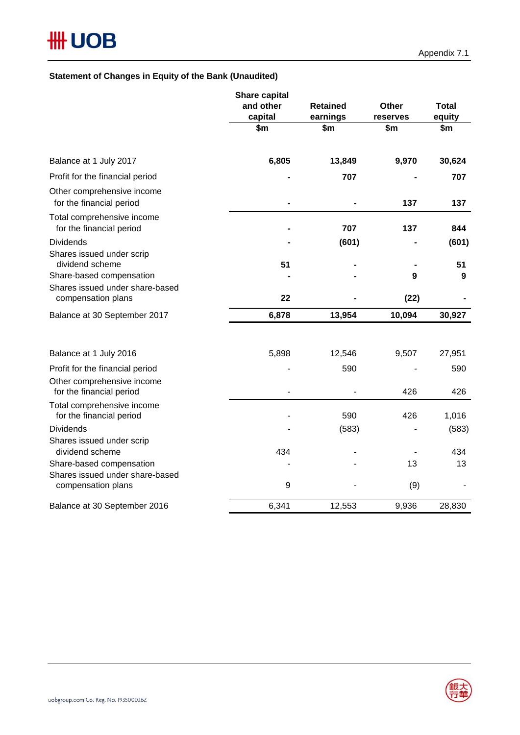Appendix 7.1

### Statement of Changes in Equity of the Bank (Unaudited)

| | Share capital and other capital | Retained earnings | Other reserves | Total equity |
|---|---|---|---|---|
| | $m | $m | $m | $m |
| **Balance at 1 July 2017** | **6,805** | **13,849** | **9,970** | **30,624** |
| Profit for the financial period | **-** | **707** | **-** | **707** |
| Other comprehensive income for the financial period | **-** | **-** | **137** | **137** |
| Total comprehensive income for the financial period | **-** | **707** | **137** | **844** |
| Dividends | **-** | **(601)** | **-** | **(601)** |
| Shares issued under scrip dividend scheme | **51** | **-** | **-** | **51** |
| Share-based compensation | **-** | **-** | **9** | **9** |
| Shares issued under share-based compensation plans | **22** | **-** | **(22)** | **-** |
| **Balance at 30 September 2017** | **6,878** | **13,954** | **10,094** | **30,927** |
| | | | | |
| Balance at 1 July 2016 | 5,898 | 12,546 | 9,507 | 27,951 |
| Profit for the financial period | - | 590 | - | 590 |
| Other comprehensive income for the financial period | - | - | 426 | 426 |
| Total comprehensive income for the financial period | - | 590 | 426 | 1,016 |
| Dividends | - | (583) | - | (583) |
| Shares issued under scrip dividend scheme | 434 | - | - | 434 |
| Share-based compensation | - | - | 13 | 13 |
| Shares issued under share-based compensation plans | 9 | - | (9) | - |
| Balance at 30 September 2016 | 6,341 | 12,553 | 9,936 | 28,830 |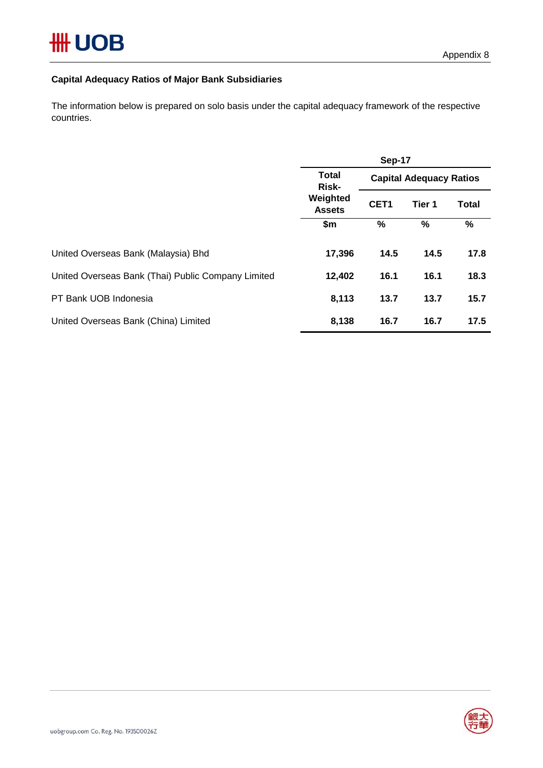Appendix 8

## Capital Adequacy Ratios of Major Bank Subsidiaries

The information below is prepared on solo basis under the capital adequacy framework of the respective countries.

| | Sep-17 | | | |
|---|---|---|---|---|
| | Total Risk-Weighted Assets | Capital Adequacy Ratios | | |
| | | CET1 | Tier 1 | Total |
| | $m | % | % | % |
| United Overseas Bank (Malaysia) Bhd | **17,396** | **14.5** | **14.5** | **17.8** |
| United Overseas Bank (Thai) Public Company Limited | **12,402** | **16.1** | **16.1** | **18.3** |
| PT Bank UOB Indonesia | **8,113** | **13.7** | **13.7** | **15.7** |
| United Overseas Bank (China) Limited | **8,138** | **16.7** | **16.7** | **17.5** |